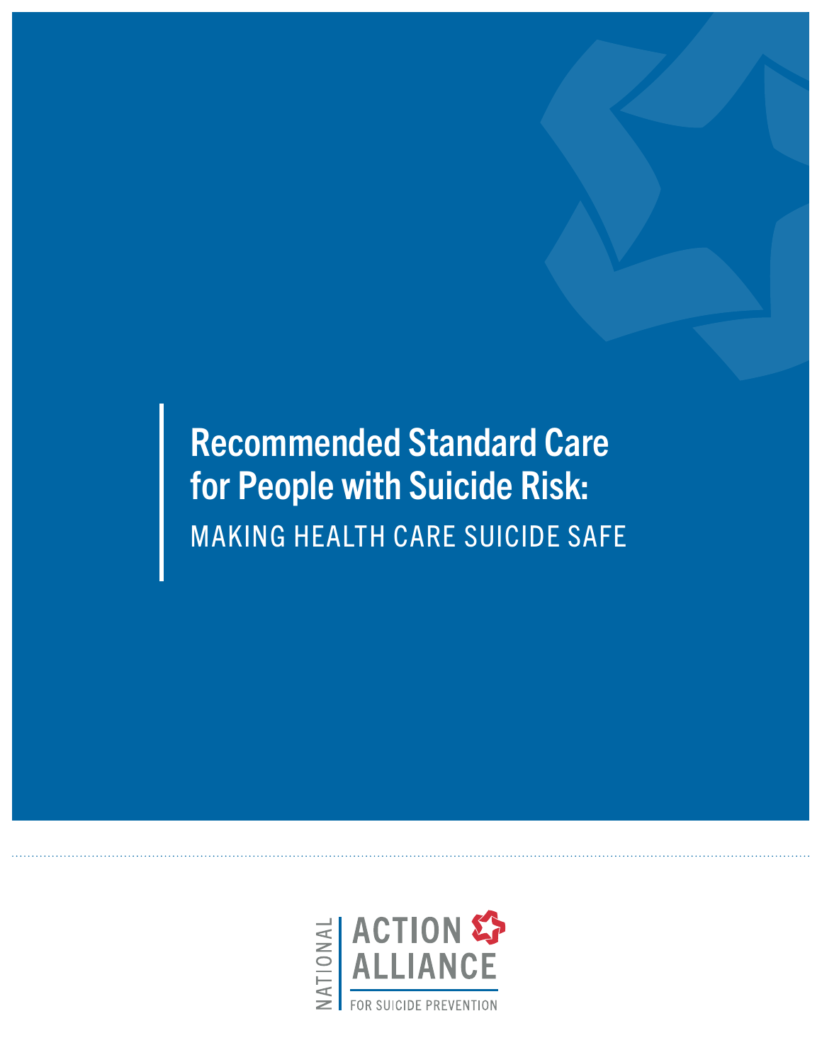# Recommended Standard Care for People with Suicide Risk:

## MAKING HEALTH CARE SUICIDE SAFE

NATIONAL ACTION ALLIANCE FOR SUICIDE PREVENTION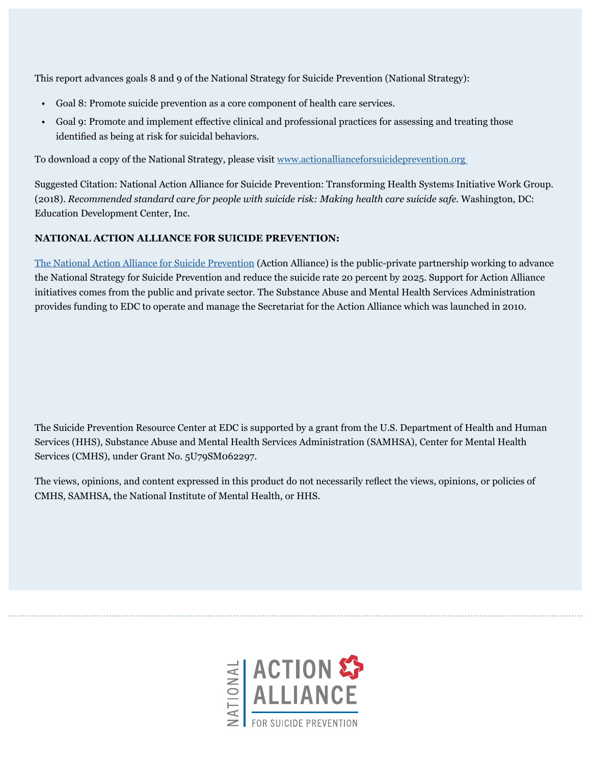This report advances goals 8 and 9 of the National Strategy for Suicide Prevention (National Strategy):

- Goal 8: Promote suicide prevention as a core component of health care services.
- Goal 9: Promote and implement effective clinical and professional practices for assessing and treating those identified as being at risk for suicidal behaviors.

To download a copy of the National Strategy, please visit [www.actionallianceforsuicideprevention.org](www.actionallianceforsuicideprevention.org)

Suggested Citation: National Action Alliance for Suicide Prevention: Transforming Health Systems Initiative Work Group. (2018). *Recommended standard care for people with suicide risk: Making health care suicide safe.* Washington, DC: Education Development Center, Inc.

**NATIONAL ACTION ALLIANCE FOR SUICIDE PREVENTION:**

The National Action Alliance for Suicide Prevention (Action Alliance) is the public-private partnership working to advance the National Strategy for Suicide Prevention and reduce the suicide rate 20 percent by 2025. Support for Action Alliance initiatives comes from the public and private sector. The Substance Abuse and Mental Health Services Administration provides funding to EDC to operate and manage the Secretariat for the Action Alliance which was launched in 2010.

The Suicide Prevention Resource Center at EDC is supported by a grant from the U.S. Department of Health and Human Services (HHS), Substance Abuse and Mental Health Services Administration (SAMHSA), Center for Mental Health Services (CMHS), under Grant No. 5U79SM062297.

The views, opinions, and content expressed in this product do not necessarily reflect the views, opinions, or policies of CMHS, SAMHSA, the National Institute of Mental Health, or HHS.

NATIONAL ACTION ALLIANCE FOR SUICIDE PREVENTION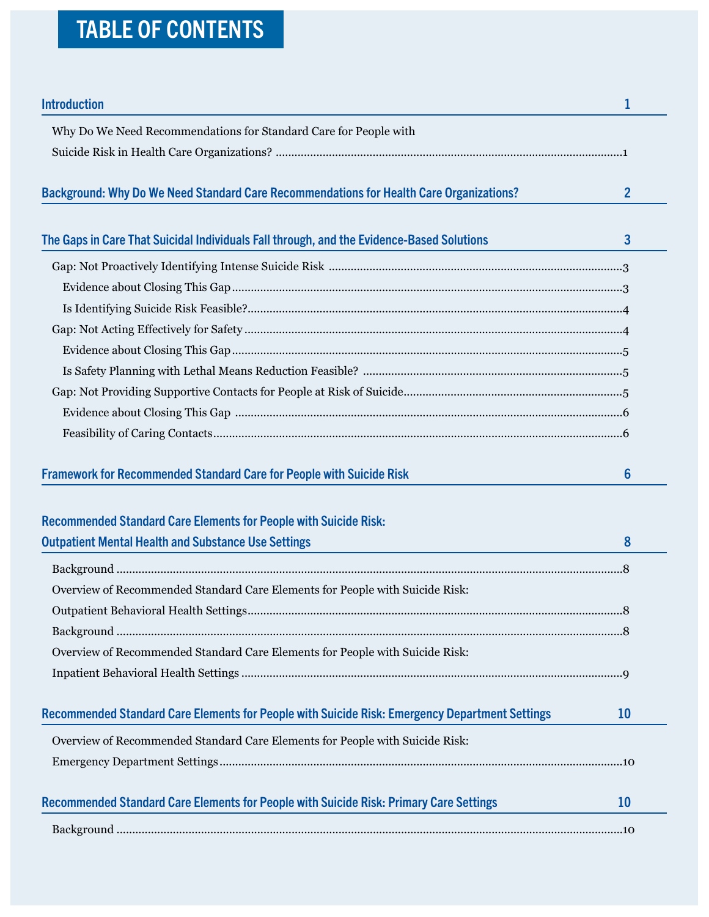# TABLE OF CONTENTS

**Introduction** 1

- Why Do We Need Recommendations for Standard Care for People with Suicide Risk in Health Care Organizations? 1

**Background: Why Do We Need Standard Care Recommendations for Health Care Organizations?** 2

**The Gaps in Care That Suicidal Individuals Fall through, and the Evidence-Based Solutions** 3

- Gap: Not Proactively Identifying Intense Suicide Risk 3
  - Evidence about Closing This Gap 3
  - Is Identifying Suicide Risk Feasible? 4
- Gap: Not Acting Effectively for Safety 4
  - Evidence about Closing This Gap 5
  - Is Safety Planning with Lethal Means Reduction Feasible? 5
- Gap: Not Providing Supportive Contacts for People at Risk of Suicide 5
  - Evidence about Closing This Gap 6
  - Feasibility of Caring Contacts 6

**Framework for Recommended Standard Care for People with Suicide Risk** 6

**Recommended Standard Care Elements for People with Suicide Risk: Outpatient Mental Health and Substance Use Settings** 8

- Background 8
- Overview of Recommended Standard Care Elements for People with Suicide Risk: Outpatient Behavioral Health Settings 8
- Background 8
- Overview of Recommended Standard Care Elements for People with Suicide Risk: Inpatient Behavioral Health Settings 9

**Recommended Standard Care Elements for People with Suicide Risk: Emergency Department Settings** 10

- Overview of Recommended Standard Care Elements for People with Suicide Risk: Emergency Department Settings 10

**Recommended Standard Care Elements for People with Suicide Risk: Primary Care Settings** 10

- Background 10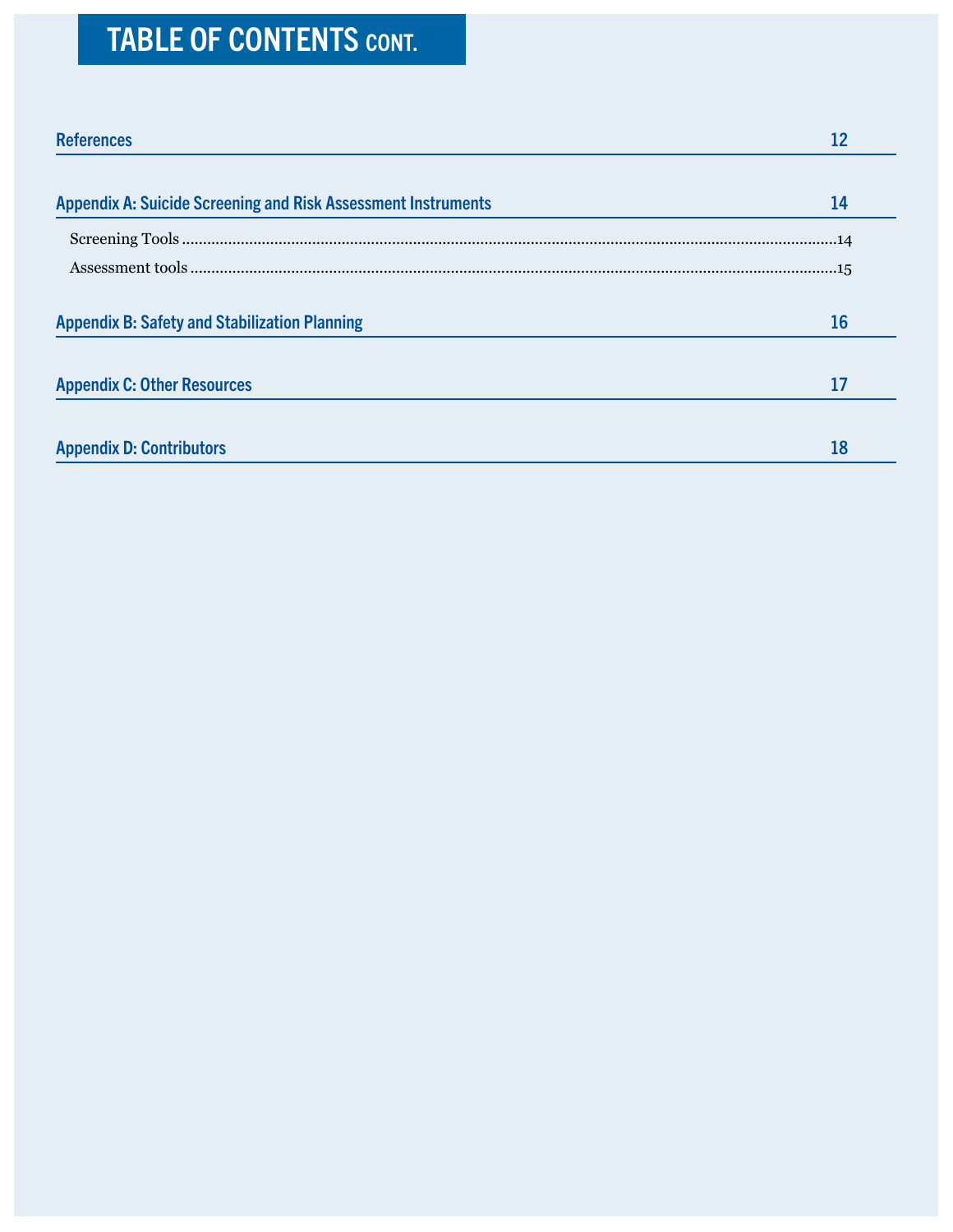# TABLE OF CONTENTS CONT.

**References** 12

**Appendix A: Suicide Screening and Risk Assessment Instruments** 14

- Screening Tools ....14
- Assessment tools ....15

**Appendix B: Safety and Stabilization Planning** 16

**Appendix C: Other Resources** 17

**Appendix D: Contributors** 18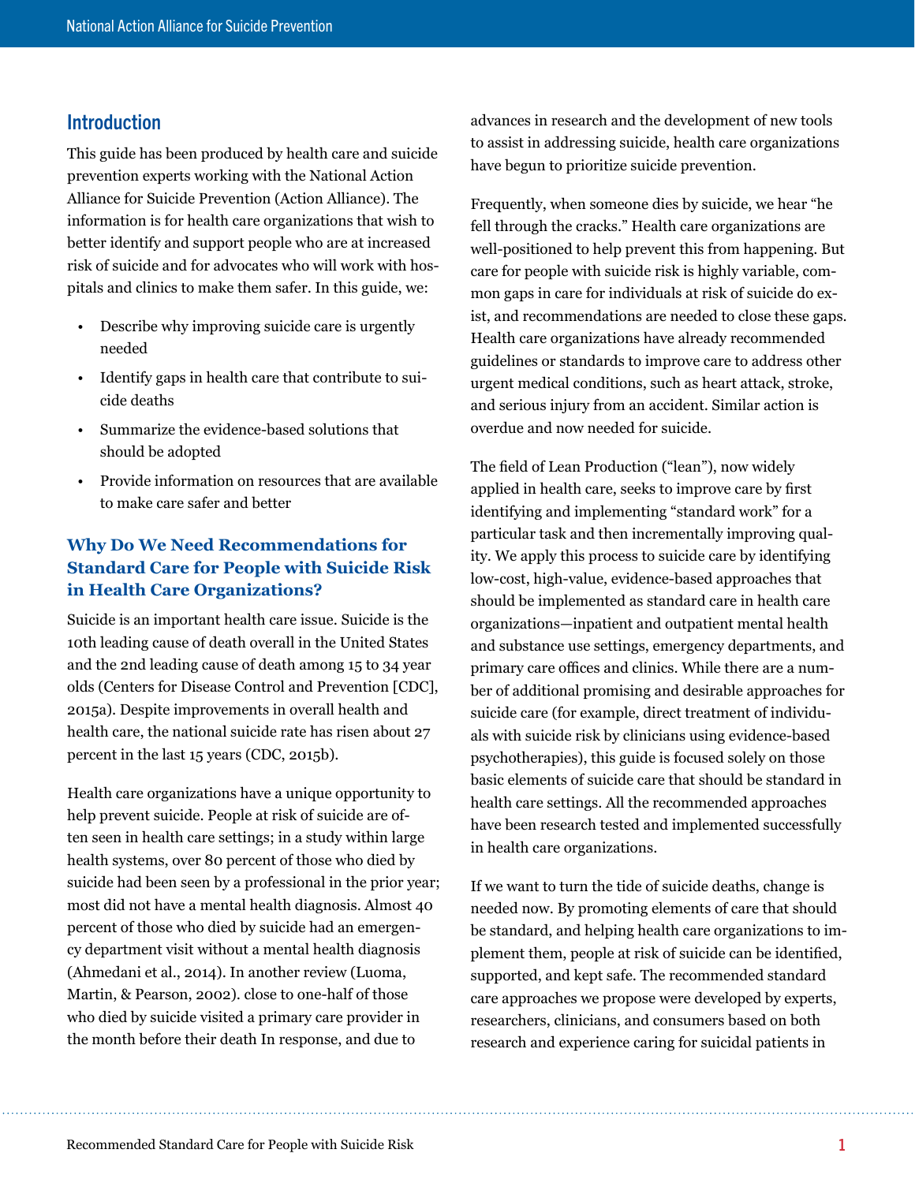## Introduction

This guide has been produced by health care and suicide prevention experts working with the National Action Alliance for Suicide Prevention (Action Alliance). The information is for health care organizations that wish to better identify and support people who are at increased risk of suicide and for advocates who will work with hospitals and clinics to make them safer. In this guide, we:

- Describe why improving suicide care is urgently needed
- Identify gaps in health care that contribute to suicide deaths
- Summarize the evidence-based solutions that should be adopted
- Provide information on resources that are available to make care safer and better

### Why Do We Need Recommendations for Standard Care for People with Suicide Risk in Health Care Organizations?

Suicide is an important health care issue. Suicide is the 10th leading cause of death overall in the United States and the 2nd leading cause of death among 15 to 34 year olds (Centers for Disease Control and Prevention [CDC], 2015a). Despite improvements in overall health and health care, the national suicide rate has risen about 27 percent in the last 15 years (CDC, 2015b).

Health care organizations have a unique opportunity to help prevent suicide. People at risk of suicide are often seen in health care settings; in a study within large health systems, over 80 percent of those who died by suicide had been seen by a professional in the prior year; most did not have a mental health diagnosis. Almost 40 percent of those who died by suicide had an emergency department visit without a mental health diagnosis (Ahmedani et al., 2014). In another review (Luoma, Martin, & Pearson, 2002). close to one-half of those who died by suicide visited a primary care provider in the month before their death In response, and due to advances in research and the development of new tools to assist in addressing suicide, health care organizations have begun to prioritize suicide prevention.

Frequently, when someone dies by suicide, we hear "he fell through the cracks." Health care organizations are well-positioned to help prevent this from happening. But care for people with suicide risk is highly variable, common gaps in care for individuals at risk of suicide do exist, and recommendations are needed to close these gaps. Health care organizations have already recommended guidelines or standards to improve care to address other urgent medical conditions, such as heart attack, stroke, and serious injury from an accident. Similar action is overdue and now needed for suicide.

The field of Lean Production ("lean"), now widely applied in health care, seeks to improve care by first identifying and implementing "standard work" for a particular task and then incrementally improving quality. We apply this process to suicide care by identifying low-cost, high-value, evidence-based approaches that should be implemented as standard care in health care organizations—inpatient and outpatient mental health and substance use settings, emergency departments, and primary care offices and clinics. While there are a number of additional promising and desirable approaches for suicide care (for example, direct treatment of individuals with suicide risk by clinicians using evidence-based psychotherapies), this guide is focused solely on those basic elements of suicide care that should be standard in health care settings. All the recommended approaches have been research tested and implemented successfully in health care organizations.

If we want to turn the tide of suicide deaths, change is needed now. By promoting elements of care that should be standard, and helping health care organizations to implement them, people at risk of suicide can be identified, supported, and kept safe. The recommended standard care approaches we propose were developed by experts, researchers, clinicians, and consumers based on both research and experience caring for suicidal patients in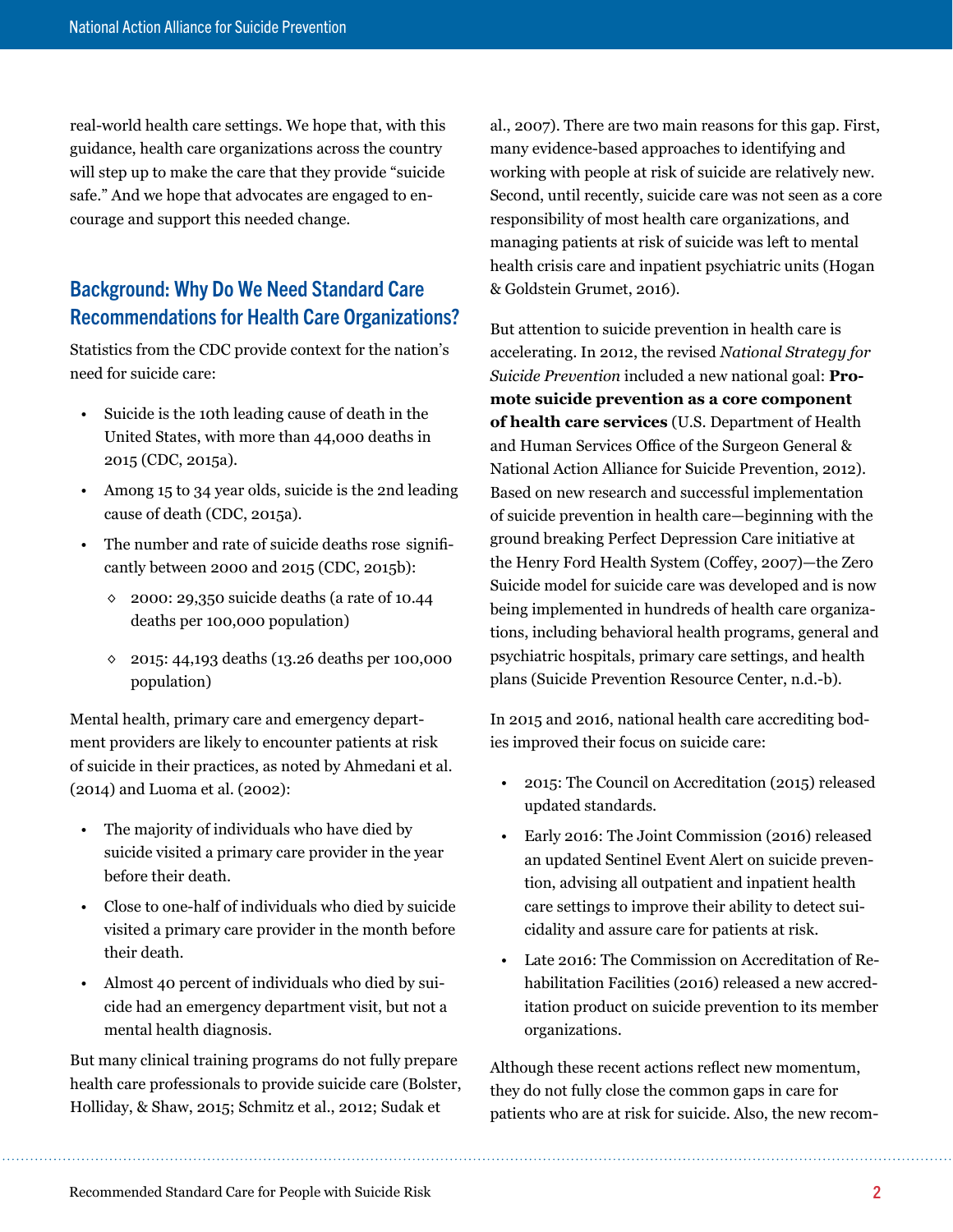real-world health care settings. We hope that, with this guidance, health care organizations across the country will step up to make the care that they provide "suicide safe." And we hope that advocates are engaged to encourage and support this needed change.

## Background: Why Do We Need Standard Care Recommendations for Health Care Organizations?

Statistics from the CDC provide context for the nation's need for suicide care:

- Suicide is the 10th leading cause of death in the United States, with more than 44,000 deaths in 2015 (CDC, 2015a).
- Among 15 to 34 year olds, suicide is the 2nd leading cause of death (CDC, 2015a).
- The number and rate of suicide deaths rose significantly between 2000 and 2015 (CDC, 2015b):
  - 2000: 29,350 suicide deaths (a rate of 10.44 deaths per 100,000 population)
  - 2015: 44,193 deaths (13.26 deaths per 100,000 population)

Mental health, primary care and emergency department providers are likely to encounter patients at risk of suicide in their practices, as noted by Ahmedani et al. (2014) and Luoma et al. (2002):

- The majority of individuals who have died by suicide visited a primary care provider in the year before their death.
- Close to one-half of individuals who died by suicide visited a primary care provider in the month before their death.
- Almost 40 percent of individuals who died by suicide had an emergency department visit, but not a mental health diagnosis.

But many clinical training programs do not fully prepare health care professionals to provide suicide care (Bolster, Holliday, & Shaw, 2015; Schmitz et al., 2012; Sudak et al., 2007). There are two main reasons for this gap. First, many evidence-based approaches to identifying and working with people at risk of suicide are relatively new. Second, until recently, suicide care was not seen as a core responsibility of most health care organizations, and managing patients at risk of suicide was left to mental health crisis care and inpatient psychiatric units (Hogan & Goldstein Grumet, 2016).

But attention to suicide prevention in health care is accelerating. In 2012, the revised *National Strategy for Suicide Prevention* included a new national goal: **Promote suicide prevention as a core component of health care services** (U.S. Department of Health and Human Services Office of the Surgeon General & National Action Alliance for Suicide Prevention, 2012). Based on new research and successful implementation of suicide prevention in health care—beginning with the ground breaking Perfect Depression Care initiative at the Henry Ford Health System (Coffey, 2007)—the Zero Suicide model for suicide care was developed and is now being implemented in hundreds of health care organizations, including behavioral health programs, general and psychiatric hospitals, primary care settings, and health plans (Suicide Prevention Resource Center, n.d.-b).

In 2015 and 2016, national health care accrediting bodies improved their focus on suicide care:

- 2015: The Council on Accreditation (2015) released updated standards.
- Early 2016: The Joint Commission (2016) released an updated Sentinel Event Alert on suicide prevention, advising all outpatient and inpatient health care settings to improve their ability to detect suicidality and assure care for patients at risk.
- Late 2016: The Commission on Accreditation of Rehabilitation Facilities (2016) released a new accreditation product on suicide prevention to its member organizations.

Although these recent actions reflect new momentum, they do not fully close the common gaps in care for patients who are at risk for suicide. Also, the new recom-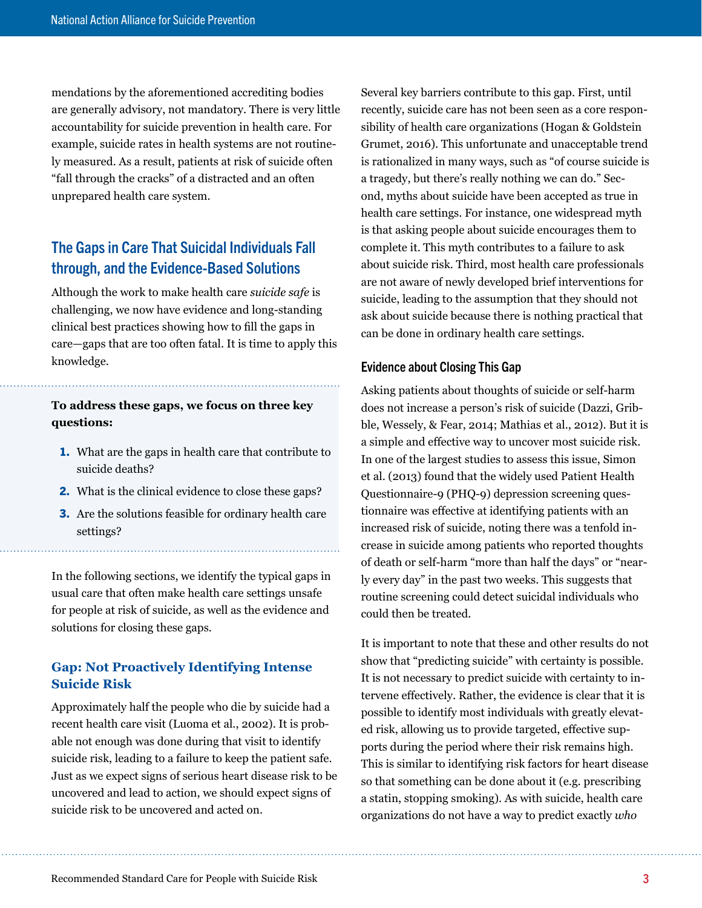mendations by the aforementioned accrediting bodies are generally advisory, not mandatory. There is very little accountability for suicide prevention in health care. For example, suicide rates in health systems are not routinely measured. As a result, patients at risk of suicide often "fall through the cracks" of a distracted and an often unprepared health care system.

## The Gaps in Care That Suicidal Individuals Fall through, and the Evidence-Based Solutions

Although the work to make health care *suicide safe* is challenging, we now have evidence and long-standing clinical best practices showing how to fill the gaps in care—gaps that are too often fatal. It is time to apply this knowledge.

**To address these gaps, we focus on three key questions:**

1. What are the gaps in health care that contribute to suicide deaths?
2. What is the clinical evidence to close these gaps?
3. Are the solutions feasible for ordinary health care settings?

In the following sections, we identify the typical gaps in usual care that often make health care settings unsafe for people at risk of suicide, as well as the evidence and solutions for closing these gaps.

### Gap: Not Proactively Identifying Intense Suicide Risk

Approximately half the people who die by suicide had a recent health care visit (Luoma et al., 2002). It is probable not enough was done during that visit to identify suicide risk, leading to a failure to keep the patient safe. Just as we expect signs of serious heart disease risk to be uncovered and lead to action, we should expect signs of suicide risk to be uncovered and acted on.

Several key barriers contribute to this gap. First, until recently, suicide care has not been seen as a core responsibility of health care organizations (Hogan & Goldstein Grumet, 2016). This unfortunate and unacceptable trend is rationalized in many ways, such as "of course suicide is a tragedy, but there's really nothing we can do." Second, myths about suicide have been accepted as true in health care settings. For instance, one widespread myth is that asking people about suicide encourages them to complete it. This myth contributes to a failure to ask about suicide risk. Third, most health care professionals are not aware of newly developed brief interventions for suicide, leading to the assumption that they should not ask about suicide because there is nothing practical that can be done in ordinary health care settings.

#### Evidence about Closing This Gap

Asking patients about thoughts of suicide or self-harm does not increase a person's risk of suicide (Dazzi, Gribble, Wessely, & Fear, 2014; Mathias et al., 2012). But it is a simple and effective way to uncover most suicide risk. In one of the largest studies to assess this issue, Simon et al. (2013) found that the widely used Patient Health Questionnaire-9 (PHQ-9) depression screening questionnaire was effective at identifying patients with an increased risk of suicide, noting there was a tenfold increase in suicide among patients who reported thoughts of death or self-harm "more than half the days" or "nearly every day" in the past two weeks. This suggests that routine screening could detect suicidal individuals who could then be treated.

It is important to note that these and other results do not show that "predicting suicide" with certainty is possible. It is not necessary to predict suicide with certainty to intervene effectively. Rather, the evidence is clear that it is possible to identify most individuals with greatly elevated risk, allowing us to provide targeted, effective supports during the period where their risk remains high. This is similar to identifying risk factors for heart disease so that something can be done about it (e.g. prescribing a statin, stopping smoking). As with suicide, health care organizations do not have a way to predict exactly *who*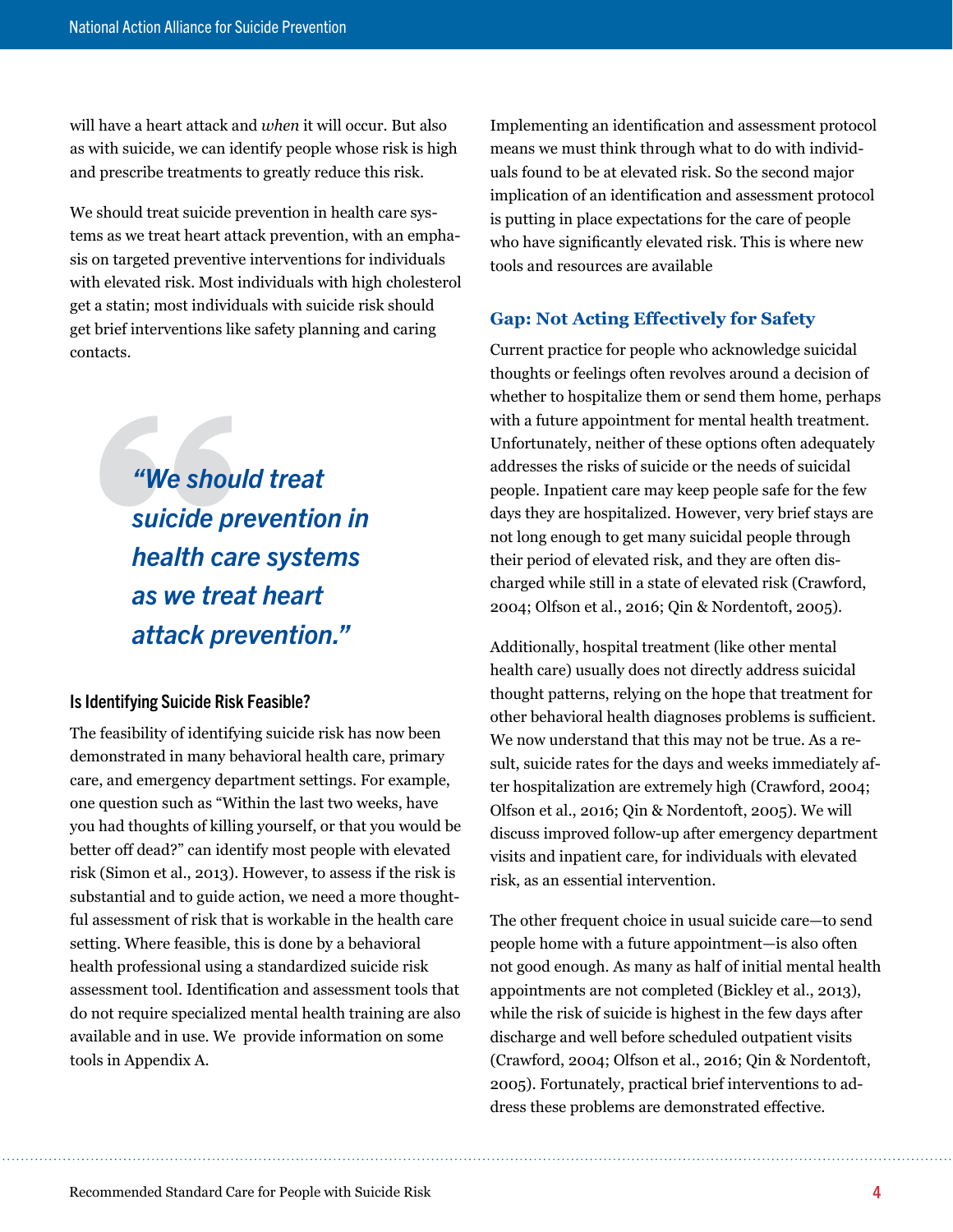will have a heart attack and *when* it will occur. But also as with suicide, we can identify people whose risk is high and prescribe treatments to greatly reduce this risk.

We should treat suicide prevention in health care systems as we treat heart attack prevention, with an emphasis on targeted preventive interventions for individuals with elevated risk. Most individuals with high cholesterol get a statin; most individuals with suicide risk should get brief interventions like safety planning and caring contacts.

> ***"We should treat suicide prevention in health care systems as we treat heart attack prevention."***

### Is Identifying Suicide Risk Feasible?

The feasibility of identifying suicide risk has now been demonstrated in many behavioral health care, primary care, and emergency department settings. For example, one question such as "Within the last two weeks, have you had thoughts of killing yourself, or that you would be better off dead?" can identify most people with elevated risk (Simon et al., 2013). However, to assess if the risk is substantial and to guide action, we need a more thoughtful assessment of risk that is workable in the health care setting. Where feasible, this is done by a behavioral health professional using a standardized suicide risk assessment tool. Identification and assessment tools that do not require specialized mental health training are also available and in use. We provide information on some tools in Appendix A.

Implementing an identification and assessment protocol means we must think through what to do with individuals found to be at elevated risk. So the second major implication of an identification and assessment protocol is putting in place expectations for the care of people who have significantly elevated risk. This is where new tools and resources are available

### Gap: Not Acting Effectively for Safety

Current practice for people who acknowledge suicidal thoughts or feelings often revolves around a decision of whether to hospitalize them or send them home, perhaps with a future appointment for mental health treatment. Unfortunately, neither of these options often adequately addresses the risks of suicide or the needs of suicidal people. Inpatient care may keep people safe for the few days they are hospitalized. However, very brief stays are not long enough to get many suicidal people through their period of elevated risk, and they are often discharged while still in a state of elevated risk (Crawford, 2004; Olfson et al., 2016; Qin & Nordentoft, 2005).

Additionally, hospital treatment (like other mental health care) usually does not directly address suicidal thought patterns, relying on the hope that treatment for other behavioral health diagnoses problems is sufficient. We now understand that this may not be true. As a result, suicide rates for the days and weeks immediately after hospitalization are extremely high (Crawford, 2004; Olfson et al., 2016; Qin & Nordentoft, 2005). We will discuss improved follow-up after emergency department visits and inpatient care, for individuals with elevated risk, as an essential intervention.

The other frequent choice in usual suicide care—to send people home with a future appointment—is also often not good enough. As many as half of initial mental health appointments are not completed (Bickley et al., 2013), while the risk of suicide is highest in the few days after discharge and well before scheduled outpatient visits (Crawford, 2004; Olfson et al., 2016; Qin & Nordentoft, 2005). Fortunately, practical brief interventions to address these problems are demonstrated effective.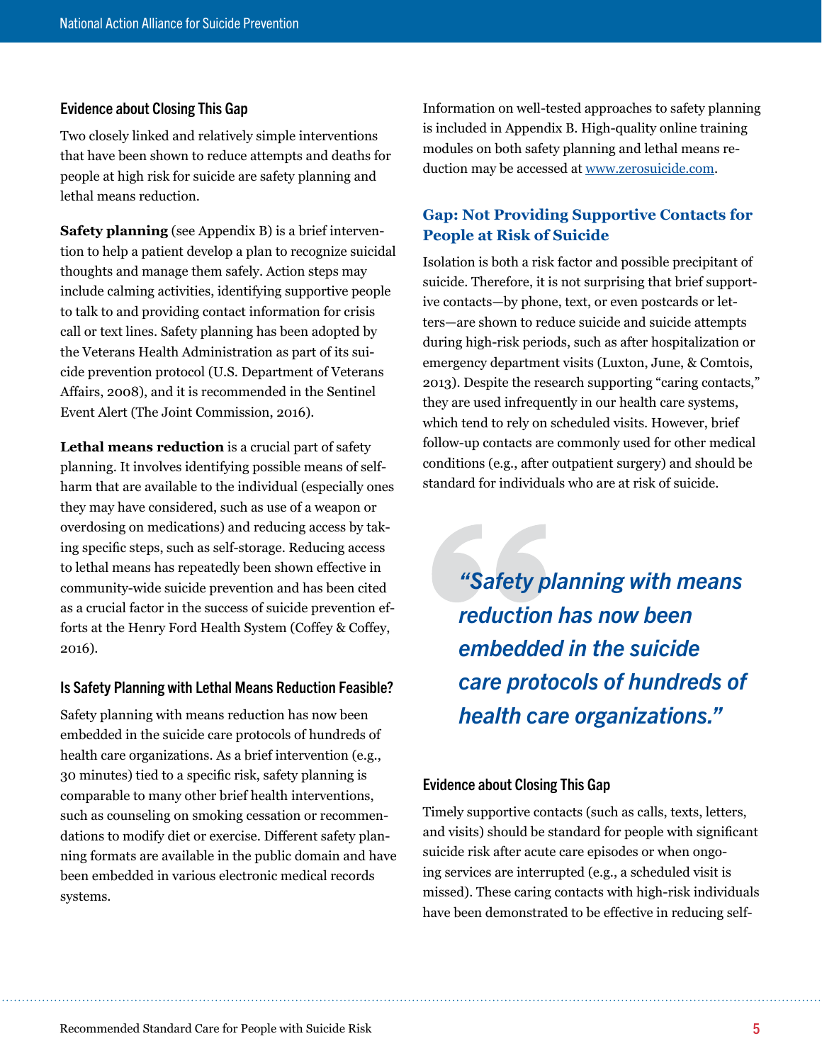### Evidence about Closing This Gap

Two closely linked and relatively simple interventions that have been shown to reduce attempts and deaths for people at high risk for suicide are safety planning and lethal means reduction.

**Safety planning** (see Appendix B) is a brief intervention to help a patient develop a plan to recognize suicidal thoughts and manage them safely. Action steps may include calming activities, identifying supportive people to talk to and providing contact information for crisis call or text lines. Safety planning has been adopted by the Veterans Health Administration as part of its suicide prevention protocol (U.S. Department of Veterans Affairs, 2008), and it is recommended in the Sentinel Event Alert (The Joint Commission, 2016).

**Lethal means reduction** is a crucial part of safety planning. It involves identifying possible means of self-harm that are available to the individual (especially ones they may have considered, such as use of a weapon or overdosing on medications) and reducing access by taking specific steps, such as self-storage. Reducing access to lethal means has repeatedly been shown effective in community-wide suicide prevention and has been cited as a crucial factor in the success of suicide prevention efforts at the Henry Ford Health System (Coffey & Coffey, 2016).

### Is Safety Planning with Lethal Means Reduction Feasible?

Safety planning with means reduction has now been embedded in the suicide care protocols of hundreds of health care organizations. As a brief intervention (e.g., 30 minutes) tied to a specific risk, safety planning is comparable to many other brief health interventions, such as counseling on smoking cessation or recommendations to modify diet or exercise. Different safety planning formats are available in the public domain and have been embedded in various electronic medical records systems.

Information on well-tested approaches to safety planning is included in Appendix B. High-quality online training modules on both safety planning and lethal means reduction may be accessed at www.zerosuicide.com.

## Gap: Not Providing Supportive Contacts for People at Risk of Suicide

Isolation is both a risk factor and possible precipitant of suicide. Therefore, it is not surprising that brief supportive contacts—by phone, text, or even postcards or letters—are shown to reduce suicide and suicide attempts during high-risk periods, such as after hospitalization or emergency department visits (Luxton, June, & Comtois, 2013). Despite the research supporting "caring contacts," they are used infrequently in our health care systems, which tend to rely on scheduled visits. However, brief follow-up contacts are commonly used for other medical conditions (e.g., after outpatient surgery) and should be standard for individuals who are at risk of suicide.

> ***"Safety planning with means reduction has now been embedded in the suicide care protocols of hundreds of health care organizations."***

### Evidence about Closing This Gap

Timely supportive contacts (such as calls, texts, letters, and visits) should be standard for people with significant suicide risk after acute care episodes or when ongoing services are interrupted (e.g., a scheduled visit is missed). These caring contacts with high-risk individuals have been demonstrated to be effective in reducing self-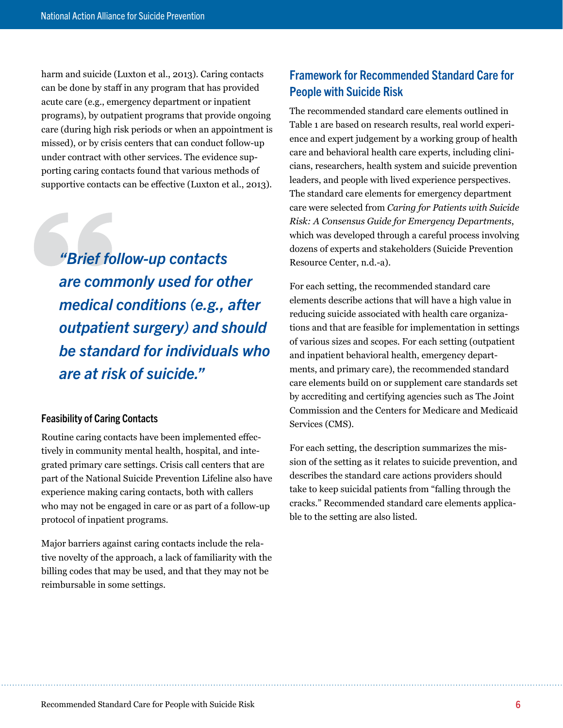harm and suicide (Luxton et al., 2013). Caring contacts can be done by staff in any program that has provided acute care (e.g., emergency department or inpatient programs), by outpatient programs that provide ongoing care (during high risk periods or when an appointment is missed), or by crisis centers that can conduct follow-up under contract with other services. The evidence supporting caring contacts found that various methods of supportive contacts can be effective (Luxton et al., 2013).

> ***"Brief follow-up contacts are commonly used for other medical conditions (e.g., after outpatient surgery) and should be standard for individuals who are at risk of suicide."***

### Feasibility of Caring Contacts

Routine caring contacts have been implemented effectively in community mental health, hospital, and integrated primary care settings. Crisis call centers that are part of the National Suicide Prevention Lifeline also have experience making caring contacts, both with callers who may not be engaged in care or as part of a follow-up protocol of inpatient programs.

Major barriers against caring contacts include the relative novelty of the approach, a lack of familiarity with the billing codes that may be used, and that they may not be reimbursable in some settings.

## Framework for Recommended Standard Care for People with Suicide Risk

The recommended standard care elements outlined in Table 1 are based on research results, real world experience and expert judgement by a working group of health care and behavioral health care experts, including clinicians, researchers, health system and suicide prevention leaders, and people with lived experience perspectives. The standard care elements for emergency department care were selected from *Caring for Patients with Suicide Risk: A Consensus Guide for Emergency Departments*, which was developed through a careful process involving dozens of experts and stakeholders (Suicide Prevention Resource Center, n.d.-a).

For each setting, the recommended standard care elements describe actions that will have a high value in reducing suicide associated with health care organizations and that are feasible for implementation in settings of various sizes and scopes. For each setting (outpatient and inpatient behavioral health, emergency departments, and primary care), the recommended standard care elements build on or supplement care standards set by accrediting and certifying agencies such as The Joint Commission and the Centers for Medicare and Medicaid Services (CMS).

For each setting, the description summarizes the mission of the setting as it relates to suicide prevention, and describes the standard care actions providers should take to keep suicidal patients from "falling through the cracks." Recommended standard care elements applicable to the setting are also listed.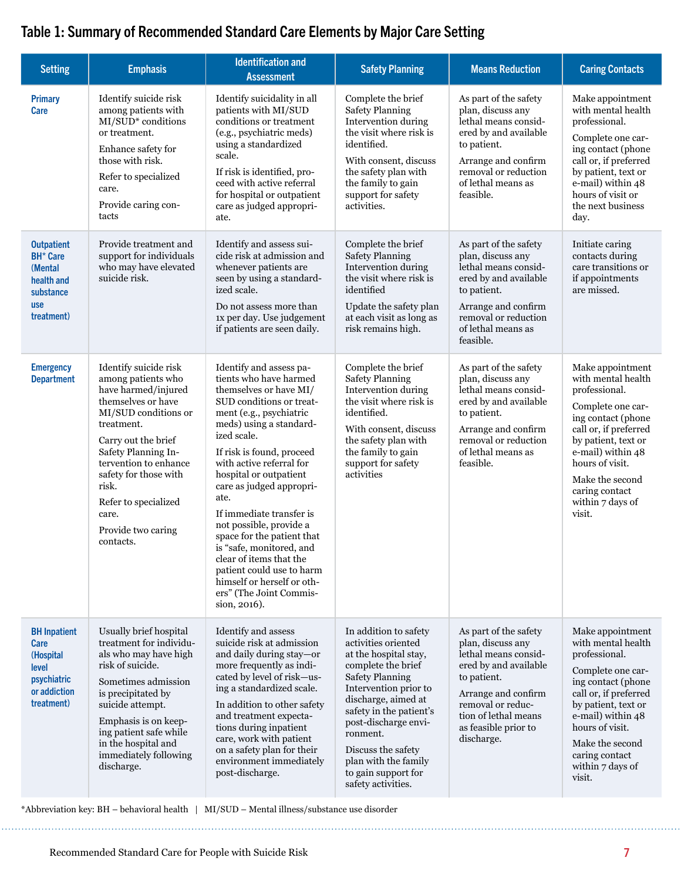## Table 1: Summary of Recommended Standard Care Elements by Major Care Setting

| Setting | Emphasis | Identification and Assessment | Safety Planning | Means Reduction | Caring Contacts |
|---|---|---|---|---|---|
| **Primary Care** | Identify suicide risk among patients with MI/SUD* conditions or treatment.<br><br>Enhance safety for those with risk.<br><br>Refer to specialized care.<br><br>Provide caring contacts | Identify suicidality in all patients with MI/SUD conditions or treatment (e.g., psychiatric meds) using a standardized scale.<br><br>If risk is identified, proceed with active referral for hospital or outpatient care as judged appropriate. | Complete the brief Safety Planning Intervention during the visit where risk is identified.<br><br>With consent, discuss the safety plan with the family to gain support for safety activities. | As part of the safety plan, discuss any lethal means considered by and available to patient.<br><br>Arrange and confirm removal or reduction of lethal means as feasible. | Make appointment with mental health professional.<br><br>Complete one caring contact (phone call or, if preferred by patient, text or e-mail) within 48 hours of visit or the next business day. |
| **Outpatient BH* Care (Mental health and substance use treatment)** | Provide treatment and support for individuals who may have elevated suicide risk. | Identify and assess suicide risk at admission and whenever patients are seen by using a standardized scale.<br><br>Do not assess more than 1x per day. Use judgement if patients are seen daily. | Complete the brief Safety Planning Intervention during the visit where risk is identified<br><br>Update the safety plan at each visit as long as risk remains high. | As part of the safety plan, discuss any lethal means considered by and available to patient.<br><br>Arrange and confirm removal or reduction of lethal means as feasible. | Initiate caring contacts during care transitions or if appointments are missed. |
| **Emergency Department** | Identify suicide risk among patients who have harmed/injured themselves or have MI/SUD conditions or treatment.<br><br>Carry out the brief Safety Planning Intervention to enhance safety for those with risk.<br><br>Refer to specialized care.<br><br>Provide two caring contacts. | Identify and assess patients who have harmed themselves or have MI/SUD conditions or treatment (e.g., psychiatric meds) using a standardized scale.<br><br>If risk is found, proceed with active referral for hospital or outpatient care as judged appropriate.<br><br>If immediate transfer is not possible, provide a space for the patient that is "safe, monitored, and clear of items that the patient could use to harm himself or herself or others" (The Joint Commission, 2016). | Complete the brief Safety Planning Intervention during the visit where risk is identified.<br><br>With consent, discuss the safety plan with the family to gain support for safety activities | As part of the safety plan, discuss any lethal means considered by and available to patient.<br><br>Arrange and confirm removal or reduction of lethal means as feasible. | Make appointment with mental health professional.<br><br>Complete one caring contact (phone call or, if preferred by patient, text or e-mail) within 48 hours of visit.<br><br>Make the second caring contact within 7 days of visit. |
| **BH Inpatient Care (Hospital level psychiatric or addiction treatment)** | Usually brief hospital treatment for individuals who may have high risk of suicide.<br><br>Sometimes admission is precipitated by suicide attempt.<br><br>Emphasis is on keeping patient safe while in the hospital and immediately following discharge. | Identify and assess suicide risk at admission and daily during stay—or more frequently as indicated by level of risk—using a standardized scale.<br><br>In addition to other safety and treatment expectations during inpatient care, work with patient on a safety plan for their environment immediately post-discharge. | In addition to safety activities oriented at the hospital stay, complete the brief Safety Planning Intervention prior to discharge, aimed at safety in the patient's post-discharge environment.<br><br>Discuss the safety plan with the family to gain support for safety activities. | As part of the safety plan, discuss any lethal means considered by and available to patient.<br><br>Arrange and confirm removal or reduction of lethal means as feasible prior to discharge. | Make appointment with mental health professional.<br><br>Complete one caring contact (phone call or, if preferred by patient, text or e-mail) within 48 hours of visit.<br><br>Make the second caring contact within 7 days of visit. |

*Abbreviation key: BH – behavioral health | MI/SUD – Mental illness/substance use disorder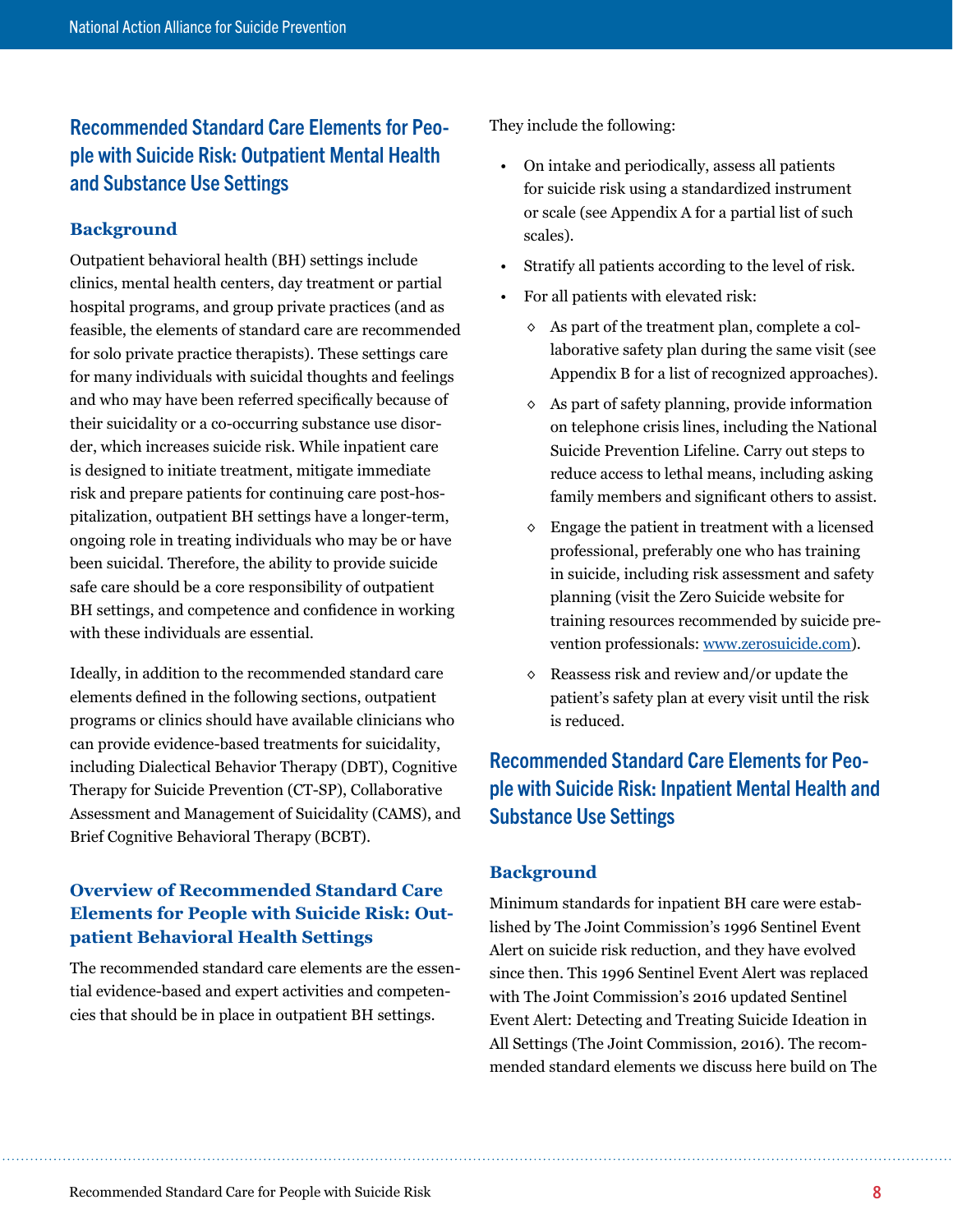## Recommended Standard Care Elements for People with Suicide Risk: Outpatient Mental Health and Substance Use Settings

### Background

Outpatient behavioral health (BH) settings include clinics, mental health centers, day treatment or partial hospital programs, and group private practices (and as feasible, the elements of standard care are recommended for solo private practice therapists). These settings care for many individuals with suicidal thoughts and feelings and who may have been referred specifically because of their suicidality or a co-occurring substance use disorder, which increases suicide risk. While inpatient care is designed to initiate treatment, mitigate immediate risk and prepare patients for continuing care post-hospitalization, outpatient BH settings have a longer-term, ongoing role in treating individuals who may be or have been suicidal. Therefore, the ability to provide suicide safe care should be a core responsibility of outpatient BH settings, and competence and confidence in working with these individuals are essential.

Ideally, in addition to the recommended standard care elements defined in the following sections, outpatient programs or clinics should have available clinicians who can provide evidence-based treatments for suicidality, including Dialectical Behavior Therapy (DBT), Cognitive Therapy for Suicide Prevention (CT-SP), Collaborative Assessment and Management of Suicidality (CAMS), and Brief Cognitive Behavioral Therapy (BCBT).

### Overview of Recommended Standard Care Elements for People with Suicide Risk: Outpatient Behavioral Health Settings

The recommended standard care elements are the essential evidence-based and expert activities and competencies that should be in place in outpatient BH settings. They include the following:

- On intake and periodically, assess all patients for suicide risk using a standardized instrument or scale (see Appendix A for a partial list of such scales).
- Stratify all patients according to the level of risk.
- For all patients with elevated risk:
  - As part of the treatment plan, complete a collaborative safety plan during the same visit (see Appendix B for a list of recognized approaches).
  - As part of safety planning, provide information on telephone crisis lines, including the National Suicide Prevention Lifeline. Carry out steps to reduce access to lethal means, including asking family members and significant others to assist.
  - Engage the patient in treatment with a licensed professional, preferably one who has training in suicide, including risk assessment and safety planning (visit the Zero Suicide website for training resources recommended by suicide prevention professionals: www.zerosuicide.com).
  - Reassess risk and review and/or update the patient's safety plan at every visit until the risk is reduced.

## Recommended Standard Care Elements for People with Suicide Risk: Inpatient Mental Health and Substance Use Settings

### Background

Minimum standards for inpatient BH care were established by The Joint Commission's 1996 Sentinel Event Alert on suicide risk reduction, and they have evolved since then. This 1996 Sentinel Event Alert was replaced with The Joint Commission's 2016 updated Sentinel Event Alert: Detecting and Treating Suicide Ideation in All Settings (The Joint Commission, 2016). The recommended standard elements we discuss here build on The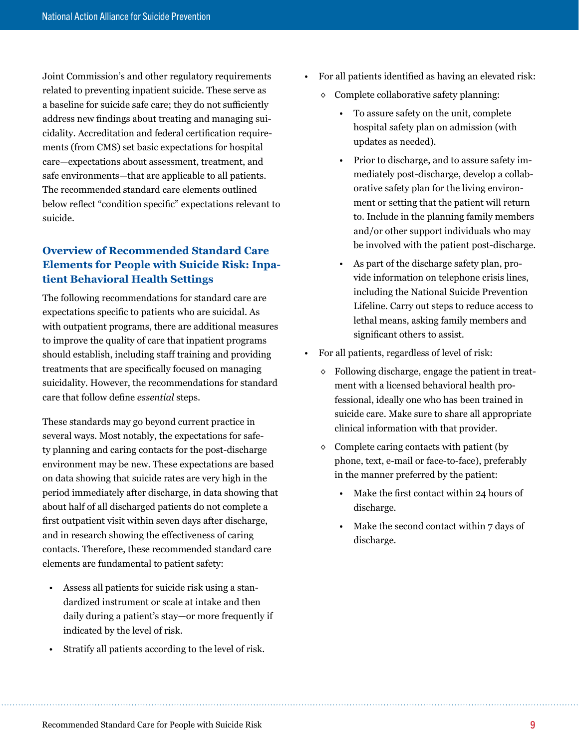Joint Commission's and other regulatory requirements related to preventing inpatient suicide. These serve as a baseline for suicide safe care; they do not sufficiently address new findings about treating and managing suicidality. Accreditation and federal certification requirements (from CMS) set basic expectations for hospital care—expectations about assessment, treatment, and safe environments—that are applicable to all patients. The recommended standard care elements outlined below reflect "condition specific" expectations relevant to suicide.

### Overview of Recommended Standard Care Elements for People with Suicide Risk: Inpatient Behavioral Health Settings

The following recommendations for standard care are expectations specific to patients who are suicidal. As with outpatient programs, there are additional measures to improve the quality of care that inpatient programs should establish, including staff training and providing treatments that are specifically focused on managing suicidality. However, the recommendations for standard care that follow define *essential* steps.

These standards may go beyond current practice in several ways. Most notably, the expectations for safety planning and caring contacts for the post-discharge environment may be new. These expectations are based on data showing that suicide rates are very high in the period immediately after discharge, in data showing that about half of all discharged patients do not complete a first outpatient visit within seven days after discharge, and in research showing the effectiveness of caring contacts. Therefore, these recommended standard care elements are fundamental to patient safety:

- Assess all patients for suicide risk using a standardized instrument or scale at intake and then daily during a patient's stay—or more frequently if indicated by the level of risk.
- Stratify all patients according to the level of risk.
- For all patients identified as having an elevated risk:
  - Complete collaborative safety planning:
    - To assure safety on the unit, complete hospital safety plan on admission (with updates as needed).
    - Prior to discharge, and to assure safety immediately post-discharge, develop a collaborative safety plan for the living environment or setting that the patient will return to. Include in the planning family members and/or other support individuals who may be involved with the patient post-discharge.
    - As part of the discharge safety plan, provide information on telephone crisis lines, including the National Suicide Prevention Lifeline. Carry out steps to reduce access to lethal means, asking family members and significant others to assist.
- For all patients, regardless of level of risk:
  - Following discharge, engage the patient in treatment with a licensed behavioral health professional, ideally one who has been trained in suicide care. Make sure to share all appropriate clinical information with that provider.
  - Complete caring contacts with patient (by phone, text, e-mail or face-to-face), preferably in the manner preferred by the patient:
    - Make the first contact within 24 hours of discharge.
    - Make the second contact within 7 days of discharge.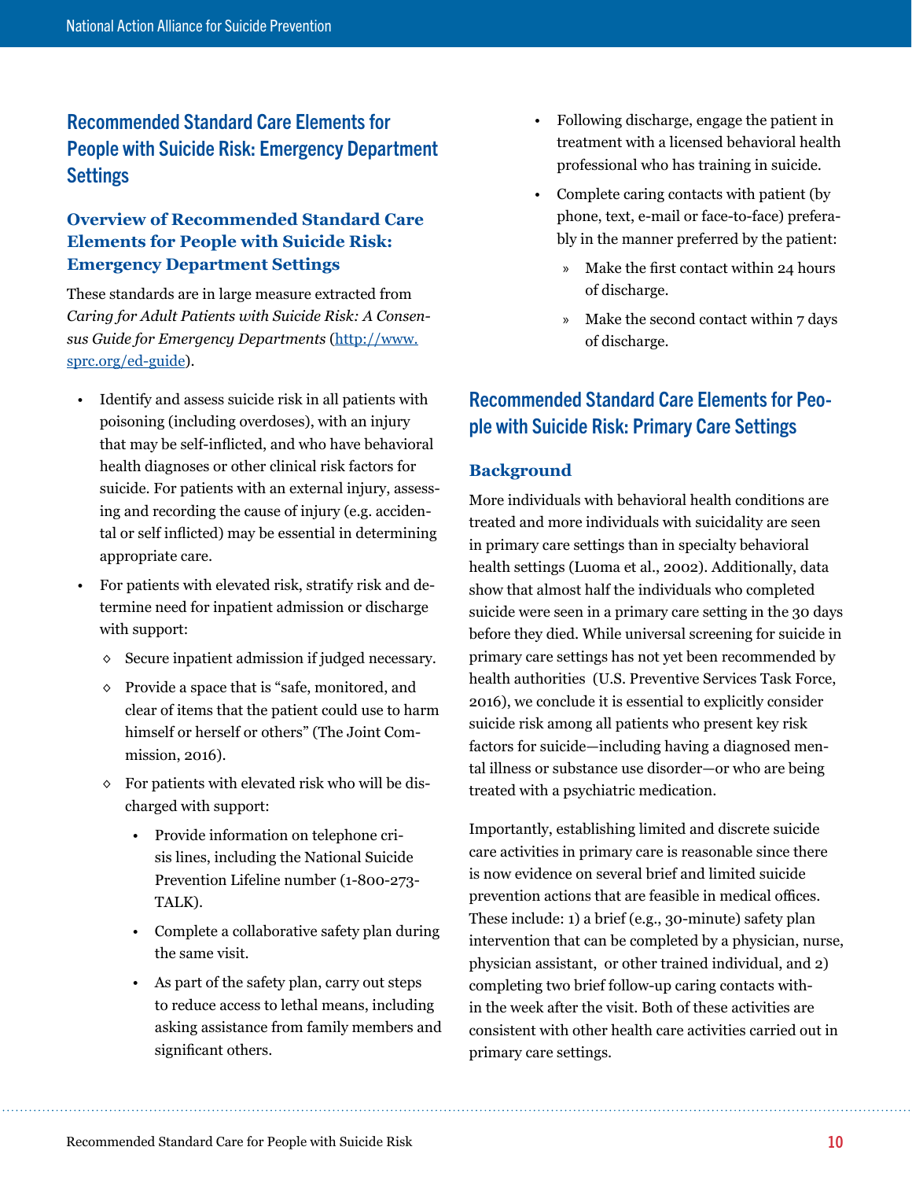## Recommended Standard Care Elements for People with Suicide Risk: Emergency Department Settings

### Overview of Recommended Standard Care Elements for People with Suicide Risk: Emergency Department Settings

These standards are in large measure extracted from *Caring for Adult Patients with Suicide Risk: A Consensus Guide for Emergency Departments* (http://www.sprc.org/ed-guide).

- Identify and assess suicide risk in all patients with poisoning (including overdoses), with an injury that may be self-inflicted, and who have behavioral health diagnoses or other clinical risk factors for suicide. For patients with an external injury, assessing and recording the cause of injury (e.g. accidental or self inflicted) may be essential in determining appropriate care.
- For patients with elevated risk, stratify risk and determine need for inpatient admission or discharge with support:
  - Secure inpatient admission if judged necessary.
  - Provide a space that is "safe, monitored, and clear of items that the patient could use to harm himself or herself or others" (The Joint Commission, 2016).
  - For patients with elevated risk who will be discharged with support:
    - Provide information on telephone crisis lines, including the National Suicide Prevention Lifeline number (1-800-273-TALK).
    - Complete a collaborative safety plan during the same visit.
    - As part of the safety plan, carry out steps to reduce access to lethal means, including asking assistance from family members and significant others.
    - Following discharge, engage the patient in treatment with a licensed behavioral health professional who has training in suicide.
    - Complete caring contacts with patient (by phone, text, e-mail or face-to-face) preferably in the manner preferred by the patient:
      - Make the first contact within 24 hours of discharge.
      - Make the second contact within 7 days of discharge.

## Recommended Standard Care Elements for People with Suicide Risk: Primary Care Settings

### Background

More individuals with behavioral health conditions are treated and more individuals with suicidality are seen in primary care settings than in specialty behavioral health settings (Luoma et al., 2002). Additionally, data show that almost half the individuals who completed suicide were seen in a primary care setting in the 30 days before they died. While universal screening for suicide in primary care settings has not yet been recommended by health authorities (U.S. Preventive Services Task Force, 2016), we conclude it is essential to explicitly consider suicide risk among all patients who present key risk factors for suicide—including having a diagnosed mental illness or substance use disorder—or who are being treated with a psychiatric medication.

Importantly, establishing limited and discrete suicide care activities in primary care is reasonable since there is now evidence on several brief and limited suicide prevention actions that are feasible in medical offices. These include: 1) a brief (e.g., 30-minute) safety plan intervention that can be completed by a physician, nurse, physician assistant, or other trained individual, and 2) completing two brief follow-up caring contacts within the week after the visit. Both of these activities are consistent with other health care activities carried out in primary care settings.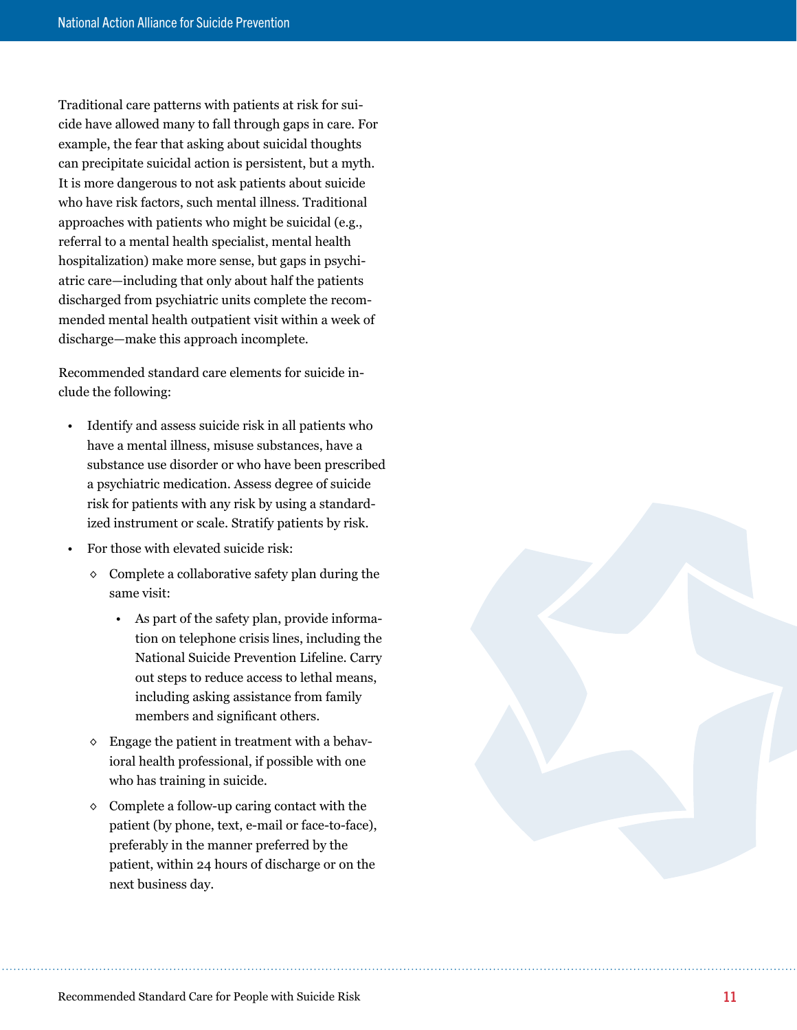Traditional care patterns with patients at risk for suicide have allowed many to fall through gaps in care. For example, the fear that asking about suicidal thoughts can precipitate suicidal action is persistent, but a myth. It is more dangerous to not ask patients about suicide who have risk factors, such mental illness. Traditional approaches with patients who might be suicidal (e.g., referral to a mental health specialist, mental health hospitalization) make more sense, but gaps in psychiatric care—including that only about half the patients discharged from psychiatric units complete the recommended mental health outpatient visit within a week of discharge—make this approach incomplete.

Recommended standard care elements for suicide include the following:

- Identify and assess suicide risk in all patients who have a mental illness, misuse substances, have a substance use disorder or who have been prescribed a psychiatric medication. Assess degree of suicide risk for patients with any risk by using a standardized instrument or scale. Stratify patients by risk.
- For those with elevated suicide risk:
  - Complete a collaborative safety plan during the same visit:
    - As part of the safety plan, provide information on telephone crisis lines, including the National Suicide Prevention Lifeline. Carry out steps to reduce access to lethal means, including asking assistance from family members and significant others.
  - Engage the patient in treatment with a behavioral health professional, if possible with one who has training in suicide.
  - Complete a follow-up caring contact with the patient (by phone, text, e-mail or face-to-face), preferably in the manner preferred by the patient, within 24 hours of discharge or on the next business day.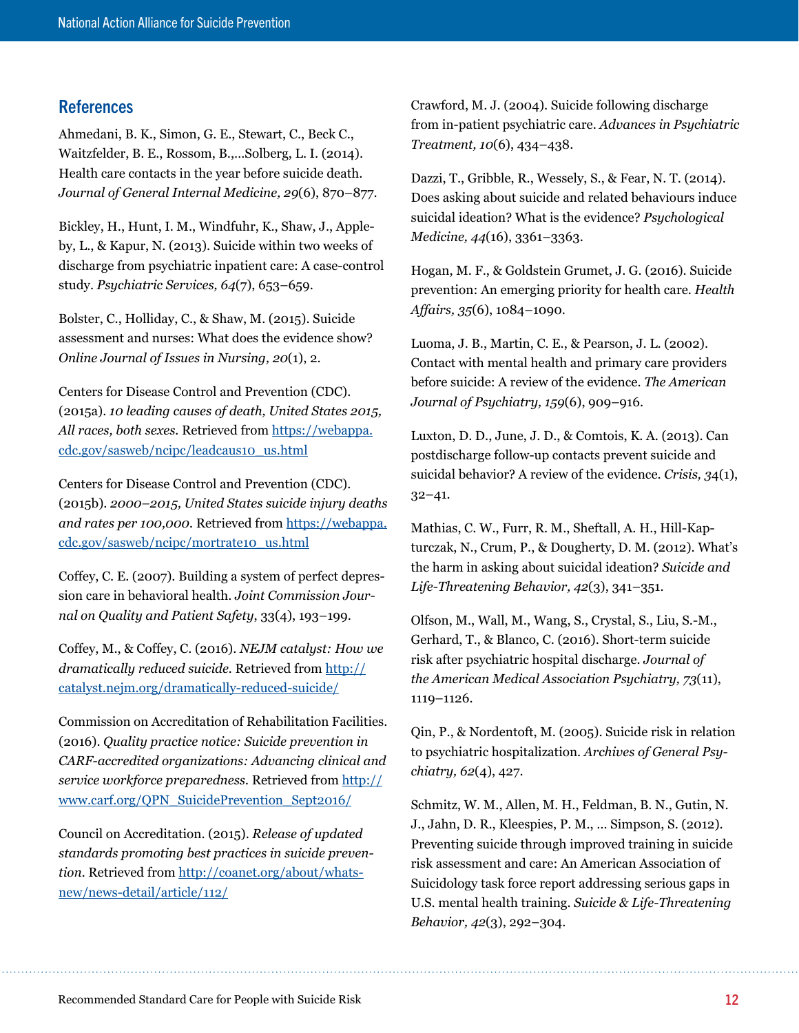## References

Ahmedani, B. K., Simon, G. E., Stewart, C., Beck C., Waitzfelder, B. E., Rossom, B.,...Solberg, L. I. (2014). Health care contacts in the year before suicide death. *Journal of General Internal Medicine, 29*(6), 870–877.

Bickley, H., Hunt, I. M., Windfuhr, K., Shaw, J., Appleby, L., & Kapur, N. (2013). Suicide within two weeks of discharge from psychiatric inpatient care: A case-control study. *Psychiatric Services, 64*(7), 653–659.

Bolster, C., Holliday, C., & Shaw, M. (2015). Suicide assessment and nurses: What does the evidence show? *Online Journal of Issues in Nursing, 20*(1), 2.

Centers for Disease Control and Prevention (CDC). (2015a). *10 leading causes of death, United States 2015, All races, both sexes.* Retrieved from https://webappa.cdc.gov/sasweb/ncipc/leadcaus10_us.html

Centers for Disease Control and Prevention (CDC). (2015b). *2000–2015, United States suicide injury deaths and rates per 100,000.* Retrieved from https://webappa.cdc.gov/sasweb/ncipc/mortrate10_us.html

Coffey, C. E. (2007). Building a system of perfect depression care in behavioral health. *Joint Commission Journal on Quality and Patient Safety*, 33(4), 193–199.

Coffey, M., & Coffey, C. (2016). *NEJM catalyst: How we dramatically reduced suicide.* Retrieved from http://catalyst.nejm.org/dramatically-reduced-suicide/

Commission on Accreditation of Rehabilitation Facilities. (2016). *Quality practice notice: Suicide prevention in CARF-accredited organizations: Advancing clinical and service workforce preparedness.* Retrieved from http://www.carf.org/QPN_SuicidePrevention_Sept2016/

Council on Accreditation. (2015). *Release of updated standards promoting best practices in suicide prevention.* Retrieved from http://coanet.org/about/whats-new/news-detail/article/112/

Crawford, M. J. (2004). Suicide following discharge from in-patient psychiatric care. *Advances in Psychiatric Treatment, 10*(6), 434–438.

Dazzi, T., Gribble, R., Wessely, S., & Fear, N. T. (2014). Does asking about suicide and related behaviours induce suicidal ideation? What is the evidence? *Psychological Medicine, 44*(16), 3361–3363.

Hogan, M. F., & Goldstein Grumet, J. G. (2016). Suicide prevention: An emerging priority for health care. *Health Affairs, 35*(6), 1084–1090.

Luoma, J. B., Martin, C. E., & Pearson, J. L. (2002). Contact with mental health and primary care providers before suicide: A review of the evidence. *The American Journal of Psychiatry, 159*(6), 909–916.

Luxton, D. D., June, J. D., & Comtois, K. A. (2013). Can postdischarge follow-up contacts prevent suicide and suicidal behavior? A review of the evidence. *Crisis, 34*(1), 32–41.

Mathias, C. W., Furr, R. M., Sheftall, A. H., Hill-Kapturczak, N., Crum, P., & Dougherty, D. M. (2012). What's the harm in asking about suicidal ideation? *Suicide and Life-Threatening Behavior, 42*(3), 341–351.

Olfson, M., Wall, M., Wang, S., Crystal, S., Liu, S.-M., Gerhard, T., & Blanco, C. (2016). Short-term suicide risk after psychiatric hospital discharge. *Journal of the American Medical Association Psychiatry, 73*(11), 1119–1126.

Qin, P., & Nordentoft, M. (2005). Suicide risk in relation to psychiatric hospitalization. *Archives of General Psychiatry, 62*(4), 427.

Schmitz, W. M., Allen, M. H., Feldman, B. N., Gutin, N. J., Jahn, D. R., Kleespies, P. M., ... Simpson, S. (2012). Preventing suicide through improved training in suicide risk assessment and care: An American Association of Suicidology task force report addressing serious gaps in U.S. mental health training. *Suicide & Life-Threatening Behavior, 42*(3), 292–304.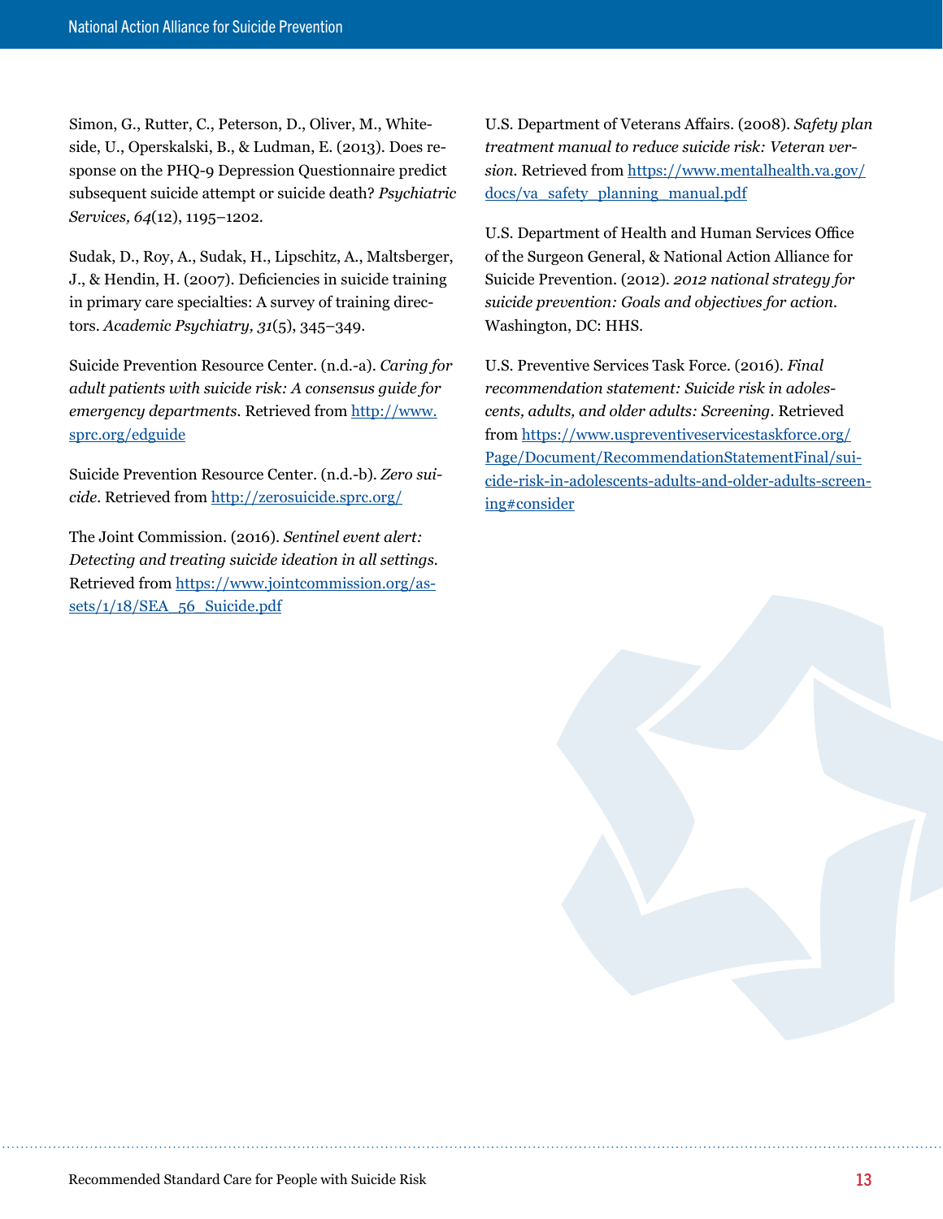Simon, G., Rutter, C., Peterson, D., Oliver, M., Whiteside, U., Operskalski, B., & Ludman, E. (2013). Does response on the PHQ-9 Depression Questionnaire predict subsequent suicide attempt or suicide death? *Psychiatric Services, 64*(12), 1195–1202.

Sudak, D., Roy, A., Sudak, H., Lipschitz, A., Maltsberger, J., & Hendin, H. (2007). Deficiencies in suicide training in primary care specialties: A survey of training directors. *Academic Psychiatry, 31*(5), 345–349.

Suicide Prevention Resource Center. (n.d.-a). *Caring for adult patients with suicide risk: A consensus guide for emergency departments.* Retrieved from http://www.sprc.org/edguide

Suicide Prevention Resource Center. (n.d.-b). *Zero suicide*. Retrieved from http://zerosuicide.sprc.org/

The Joint Commission. (2016). *Sentinel event alert: Detecting and treating suicide ideation in all settings.* Retrieved from https://www.jointcommission.org/assets/1/18/SEA_56_Suicide.pdf

U.S. Department of Veterans Affairs. (2008). *Safety plan treatment manual to reduce suicide risk: Veteran version.* Retrieved from https://www.mentalhealth.va.gov/docs/va_safety_planning_manual.pdf

U.S. Department of Health and Human Services Office of the Surgeon General, & National Action Alliance for Suicide Prevention. (2012). *2012 national strategy for suicide prevention: Goals and objectives for action.* Washington, DC: HHS.

U.S. Preventive Services Task Force. (2016). *Final recommendation statement: Suicide risk in adolescents, adults, and older adults: Screening*. Retrieved from https://www.uspreventiveservicestaskforce.org/Page/Document/RecommendationStatementFinal/suicide-risk-in-adolescents-adults-and-older-adults-screening#consider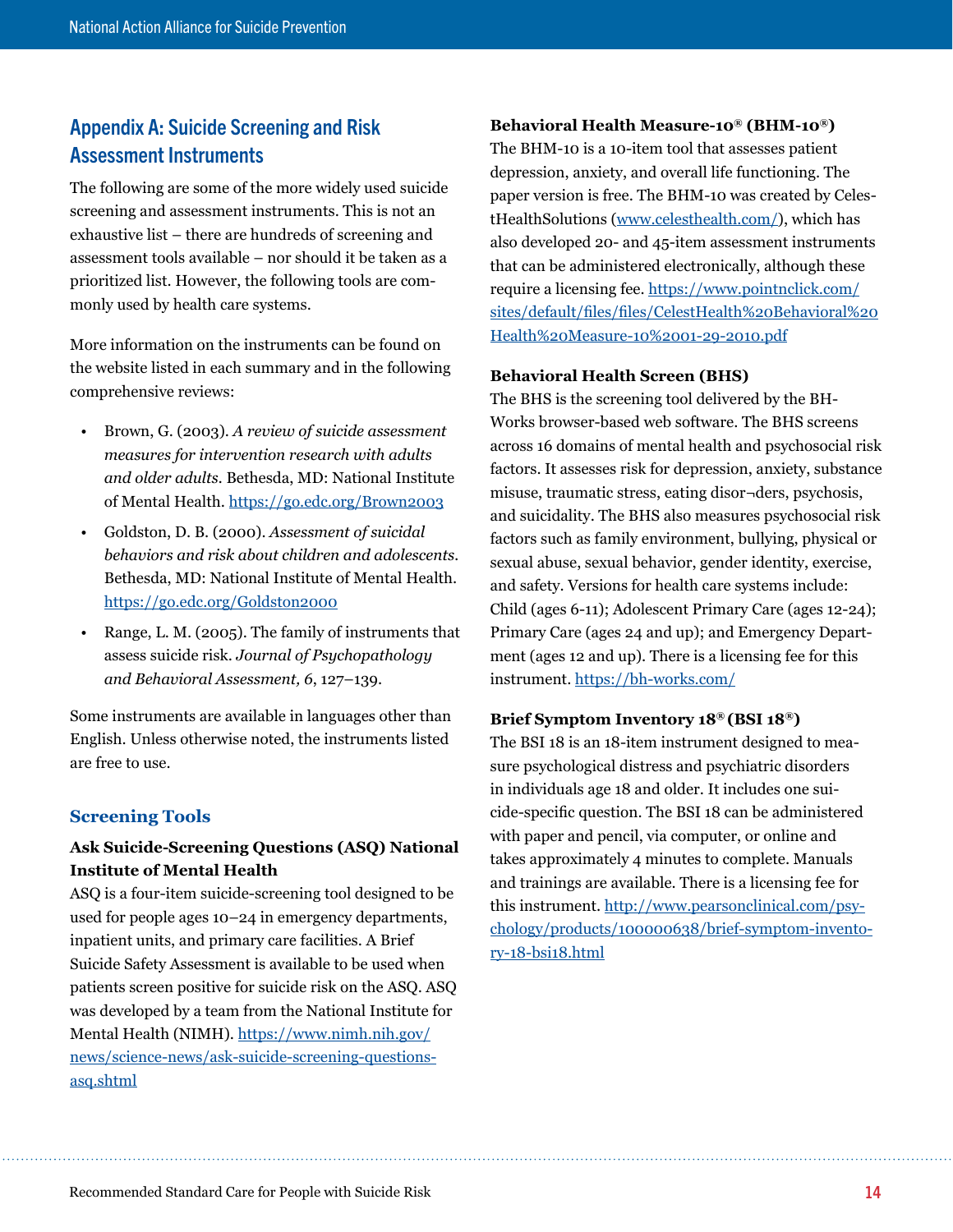## Appendix A: Suicide Screening and Risk Assessment Instruments

The following are some of the more widely used suicide screening and assessment instruments. This is not an exhaustive list – there are hundreds of screening and assessment tools available – nor should it be taken as a prioritized list. However, the following tools are commonly used by health care systems.

More information on the instruments can be found on the website listed in each summary and in the following comprehensive reviews:

- Brown, G. (2003). *A review of suicide assessment measures for intervention research with adults and older adults.* Bethesda, MD: National Institute of Mental Health. https://go.edc.org/Brown2003
- Goldston, D. B. (2000). *Assessment of suicidal behaviors and risk about children and adolescents*. Bethesda, MD: National Institute of Mental Health. https://go.edc.org/Goldston2000
- Range, L. M. (2005). The family of instruments that assess suicide risk. *Journal of Psychopathology and Behavioral Assessment, 6*, 127–139.

Some instruments are available in languages other than English. Unless otherwise noted, the instruments listed are free to use.

### Screening Tools

**Ask Suicide-Screening Questions (ASQ) National Institute of Mental Health**

ASQ is a four-item suicide-screening tool designed to be used for people ages 10–24 in emergency departments, inpatient units, and primary care facilities. A Brief Suicide Safety Assessment is available to be used when patients screen positive for suicide risk on the ASQ. ASQ was developed by a team from the National Institute for Mental Health (NIMH). https://www.nimh.nih.gov/news/science-news/ask-suicide-screening-questions-asq.shtml

**Behavioral Health Measure-10® (BHM-10®)**

The BHM-10 is a 10-item tool that assesses patient depression, anxiety, and overall life functioning. The paper version is free. The BHM-10 was created by CelestHealthSolutions (www.celesthealth.com/), which has also developed 20- and 45-item assessment instruments that can be administered electronically, although these require a licensing fee. https://www.pointnclick.com/sites/default/files/files/CelestHealth%20Behavioral%20Health%20Measure-10%2001-29-2010.pdf

**Behavioral Health Screen (BHS)**

The BHS is the screening tool delivered by the BH-Works browser-based web software. The BHS screens across 16 domains of mental health and psychosocial risk factors. It assesses risk for depression, anxiety, substance misuse, traumatic stress, eating disor¬ders, psychosis, and suicidality. The BHS also measures psychosocial risk factors such as family environment, bullying, physical or sexual abuse, sexual behavior, gender identity, exercise, and safety. Versions for health care systems include: Child (ages 6-11); Adolescent Primary Care (ages 12-24); Primary Care (ages 24 and up); and Emergency Department (ages 12 and up). There is a licensing fee for this instrument. https://bh-works.com/

**Brief Symptom Inventory 18® (BSI 18®)**

The BSI 18 is an 18-item instrument designed to measure psychological distress and psychiatric disorders in individuals age 18 and older. It includes one suicide-specific question. The BSI 18 can be administered with paper and pencil, via computer, or online and takes approximately 4 minutes to complete. Manuals and trainings are available. There is a licensing fee for this instrument. http://www.pearsonclinical.com/psychology/products/100000638/brief-symptom-inventory-18-bsi18.html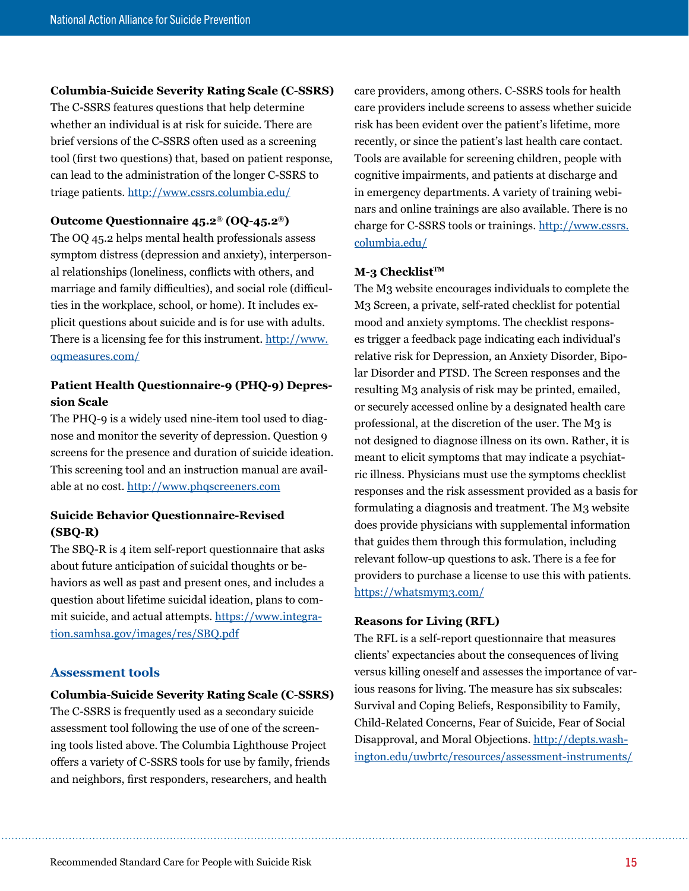**Columbia-Suicide Severity Rating Scale (C-SSRS)**
The C-SSRS features questions that help determine whether an individual is at risk for suicide. There are brief versions of the C-SSRS often used as a screening tool (first two questions) that, based on patient response, can lead to the administration of the longer C-SSRS to triage patients. http://www.cssrs.columbia.edu/

**Outcome Questionnaire 45.2® (OQ-45.2®)**
The OQ 45.2 helps mental health professionals assess symptom distress (depression and anxiety), interpersonal relationships (loneliness, conflicts with others, and marriage and family difficulties), and social role (difficulties in the workplace, school, or home). It includes explicit questions about suicide and is for use with adults. There is a licensing fee for this instrument. http://www.oqmeasures.com/

**Patient Health Questionnaire-9 (PHQ-9) Depression Scale**
The PHQ-9 is a widely used nine-item tool used to diagnose and monitor the severity of depression. Question 9 screens for the presence and duration of suicide ideation. This screening tool and an instruction manual are available at no cost. http://www.phqscreeners.com

**Suicide Behavior Questionnaire-Revised (SBQ-R)**
The SBQ-R is 4 item self-report questionnaire that asks about future anticipation of suicidal thoughts or behaviors as well as past and present ones, and includes a question about lifetime suicidal ideation, plans to commit suicide, and actual attempts. https://www.integration.samhsa.gov/images/res/SBQ.pdf

## Assessment tools

**Columbia-Suicide Severity Rating Scale (C-SSRS)**
The C-SSRS is frequently used as a secondary suicide assessment tool following the use of one of the screening tools listed above. The Columbia Lighthouse Project offers a variety of C-SSRS tools for use by family, friends and neighbors, first responders, researchers, and health care providers, among others. C-SSRS tools for health care providers include screens to assess whether suicide risk has been evident over the patient's lifetime, more recently, or since the patient's last health care contact. Tools are available for screening children, people with cognitive impairments, and patients at discharge and in emergency departments. A variety of training webinars and online trainings are also available. There is no charge for C-SSRS tools or trainings. http://www.cssrs.columbia.edu/

**M-3 Checklist™**
The M3 website encourages individuals to complete the M3 Screen, a private, self-rated checklist for potential mood and anxiety symptoms. The checklist responses trigger a feedback page indicating each individual's relative risk for Depression, an Anxiety Disorder, Bipolar Disorder and PTSD. The Screen responses and the resulting M3 analysis of risk may be printed, emailed, or securely accessed online by a designated health care professional, at the discretion of the user. The M3 is not designed to diagnose illness on its own. Rather, it is meant to elicit symptoms that may indicate a psychiatric illness. Physicians must use the symptoms checklist responses and the risk assessment provided as a basis for formulating a diagnosis and treatment. The M3 website does provide physicians with supplemental information that guides them through this formulation, including relevant follow-up questions to ask. There is a fee for providers to purchase a license to use this with patients. https://whatsmym3.com/

**Reasons for Living (RFL)**
The RFL is a self-report questionnaire that measures clients' expectancies about the consequences of living versus killing oneself and assesses the importance of various reasons for living. The measure has six subscales: Survival and Coping Beliefs, Responsibility to Family, Child-Related Concerns, Fear of Suicide, Fear of Social Disapproval, and Moral Objections. http://depts.washington.edu/uwbrtc/resources/assessment-instruments/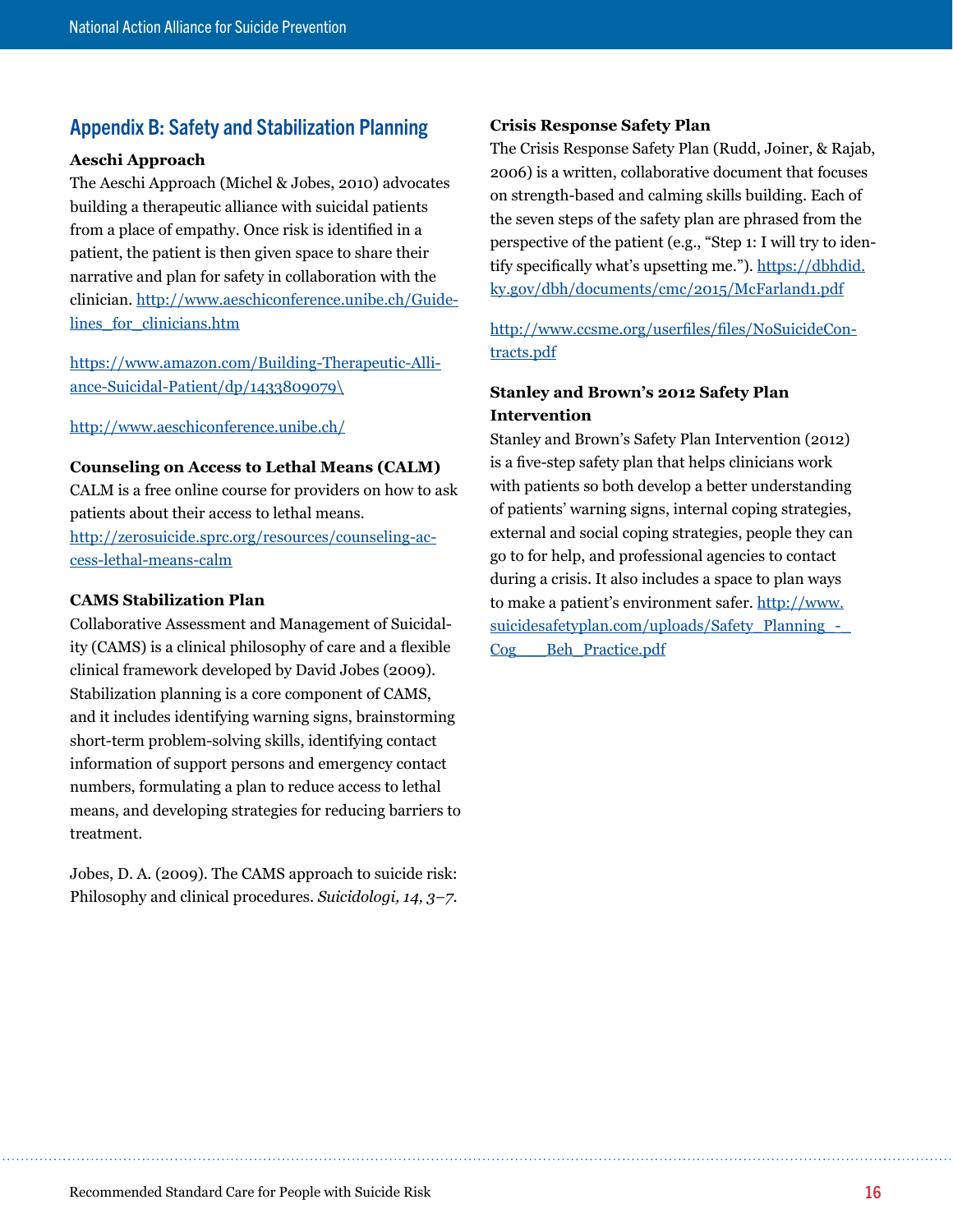## Appendix B: Safety and Stabilization Planning

### Aeschi Approach

The Aeschi Approach (Michel & Jobes, 2010) advocates building a therapeutic alliance with suicidal patients from a place of empathy. Once risk is identified in a patient, the patient is then given space to share their narrative and plan for safety in collaboration with the clinician. http://www.aeschiconference.unibe.ch/Guidelines_for_clinicians.htm

https://www.amazon.com/Building-Therapeutic-Alliance-Suicidal-Patient/dp/1433809079\

http://www.aeschiconference.unibe.ch/

### Counseling on Access to Lethal Means (CALM)

CALM is a free online course for providers on how to ask patients about their access to lethal means. http://zerosuicide.sprc.org/resources/counseling-access-lethal-means-calm

### CAMS Stabilization Plan

Collaborative Assessment and Management of Suicidality (CAMS) is a clinical philosophy of care and a flexible clinical framework developed by David Jobes (2009). Stabilization planning is a core component of CAMS, and it includes identifying warning signs, brainstorming short-term problem-solving skills, identifying contact information of support persons and emergency contact numbers, formulating a plan to reduce access to lethal means, and developing strategies for reducing barriers to treatment.

Jobes, D. A. (2009). The CAMS approach to suicide risk: Philosophy and clinical procedures. *Suicidologi, 14, 3–7.*

### Crisis Response Safety Plan

The Crisis Response Safety Plan (Rudd, Joiner, & Rajab, 2006) is a written, collaborative document that focuses on strength-based and calming skills building. Each of the seven steps of the safety plan are phrased from the perspective of the patient (e.g., "Step 1: I will try to identify specifically what's upsetting me."). https://dbhdid.ky.gov/dbh/documents/cmc/2015/McFarland1.pdf

http://www.ccsme.org/userfiles/files/NoSuicideContracts.pdf

### Stanley and Brown's 2012 Safety Plan Intervention

Stanley and Brown's Safety Plan Intervention (2012) is a five-step safety plan that helps clinicians work with patients so both develop a better understanding of patients' warning signs, internal coping strategies, external and social coping strategies, people they can go to for help, and professional agencies to contact during a crisis. It also includes a space to plan ways to make a patient's environment safer. http://www.suicidesafetyplan.com/uploads/Safety_Planning_-_Cog___Beh_Practice.pdf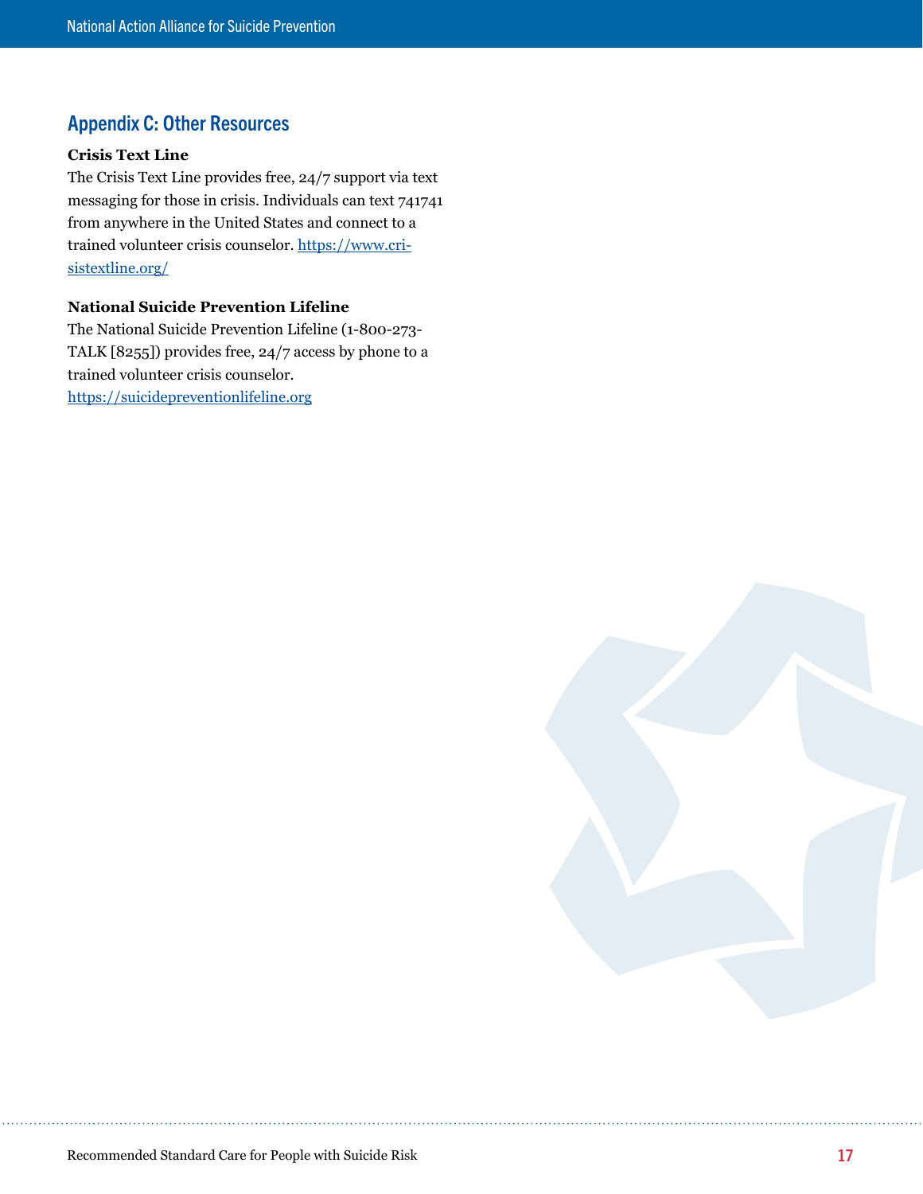## Appendix C: Other Resources

**Crisis Text Line**

The Crisis Text Line provides free, 24/7 support via text messaging for those in crisis. Individuals can text 741741 from anywhere in the United States and connect to a trained volunteer crisis counselor. https://www.crisistextline.org/

**National Suicide Prevention Lifeline**

The National Suicide Prevention Lifeline (1-800-273-TALK [8255]) provides free, 24/7 access by phone to a trained volunteer crisis counselor.
https://suicidepreventionlifeline.org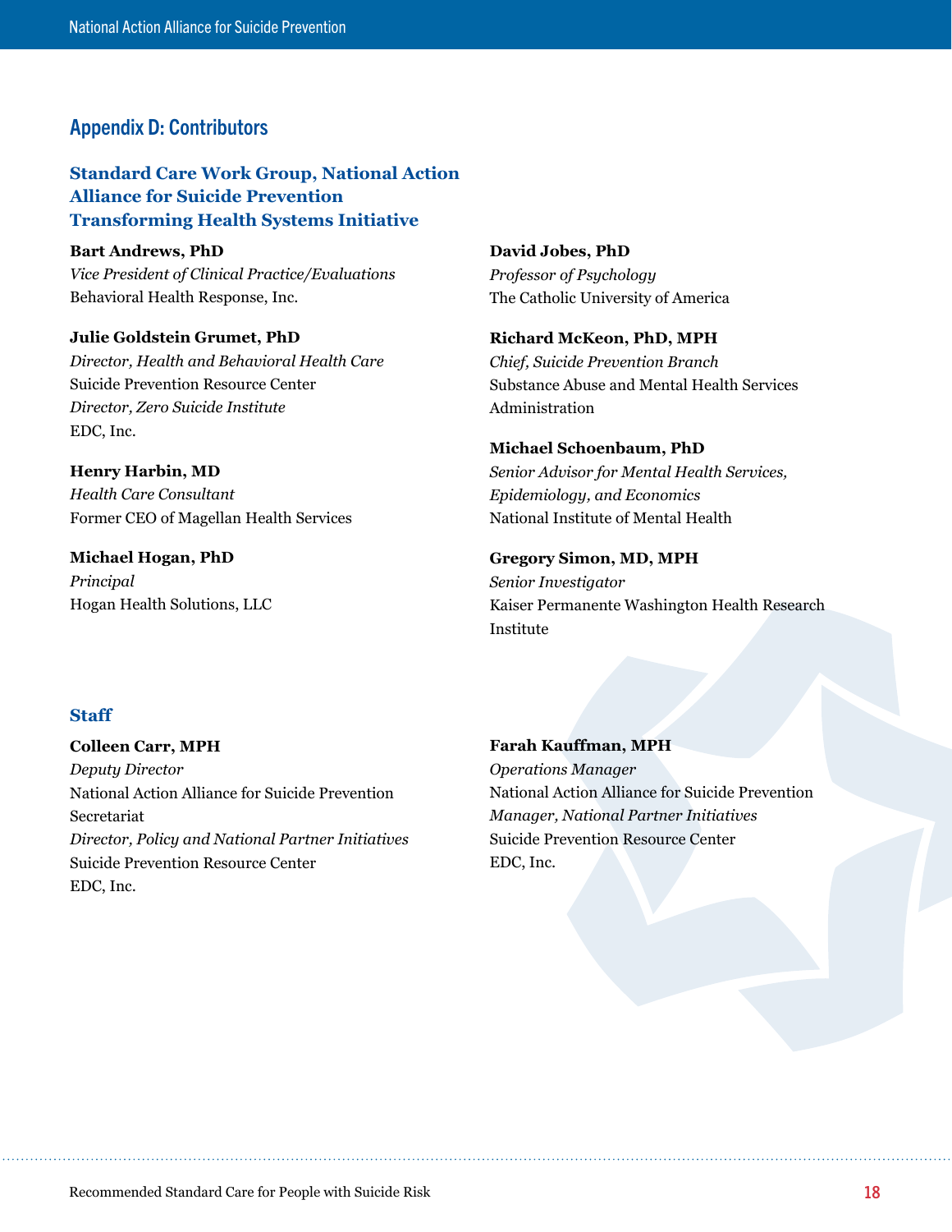## Appendix D: Contributors

### Standard Care Work Group, National Action Alliance for Suicide Prevention Transforming Health Systems Initiative

**Bart Andrews, PhD**
*Vice President of Clinical Practice/Evaluations*
Behavioral Health Response, Inc.

**Julie Goldstein Grumet, PhD**
*Director, Health and Behavioral Health Care*
Suicide Prevention Resource Center
*Director, Zero Suicide Institute*
EDC, Inc.

**Henry Harbin, MD**
*Health Care Consultant*
Former CEO of Magellan Health Services

**Michael Hogan, PhD**
*Principal*
Hogan Health Solutions, LLC

**David Jobes, PhD**
*Professor of Psychology*
The Catholic University of America

**Richard McKeon, PhD, MPH**
*Chief, Suicide Prevention Branch*
Substance Abuse and Mental Health Services Administration

**Michael Schoenbaum, PhD**
*Senior Advisor for Mental Health Services, Epidemiology, and Economics*
National Institute of Mental Health

**Gregory Simon, MD, MPH**
*Senior Investigator*
Kaiser Permanente Washington Health Research Institute

### Staff

**Colleen Carr, MPH**
*Deputy Director*
National Action Alliance for Suicide Prevention Secretariat
*Director, Policy and National Partner Initiatives*
Suicide Prevention Resource Center
EDC, Inc.

**Farah Kauffman, MPH**
*Operations Manager*
National Action Alliance for Suicide Prevention
*Manager, National Partner Initiatives*
Suicide Prevention Resource Center
EDC, Inc.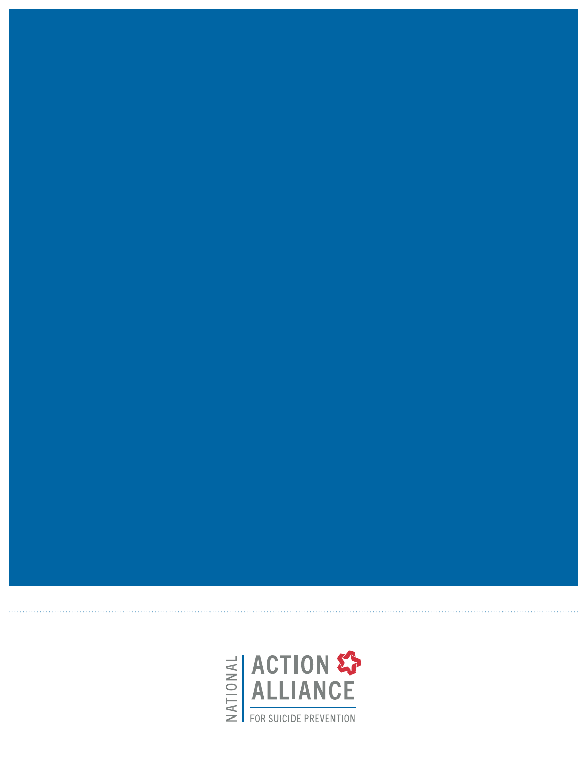NATIONAL ACTION ALLIANCE FOR SUICIDE PREVENTION